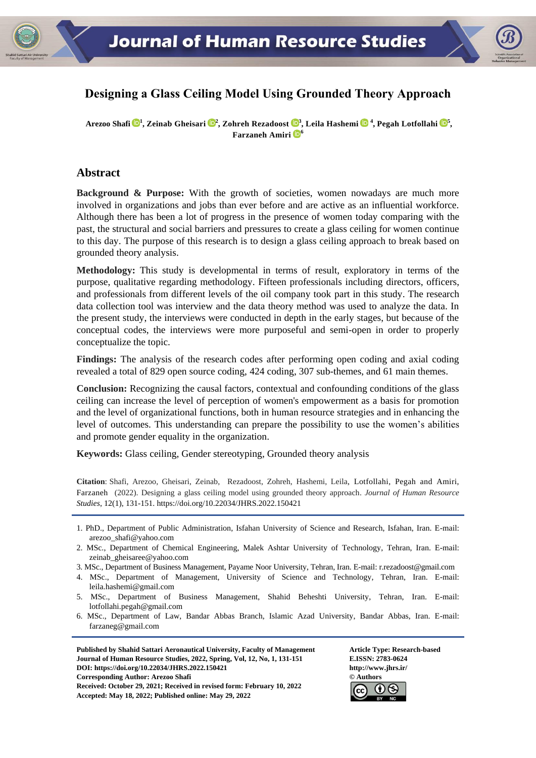# Designing a Glass Ceiling Model Using Grounded Theory Approach

**Arezoo Shafi [1], Zeinab Gheisari [2], Zohreh Rezadoost [3], Leila Hashemi [4], Pegah Lotfollahi [5], Farzaneh Amiri [6]**

## Abstract

**Background & Purpose:** With the growth of societies, women nowadays are much more involved in organizations and jobs than ever before and are active as an influential workforce. Although there has been a lot of progress in the presence of women today comparing with the past, the structural and social barriers and pressures to create a glass ceiling for women continue to this day. The purpose of this research is to design a glass ceiling approach to break based on grounded theory analysis.

**Methodology:** This study is developmental in terms of result, exploratory in terms of the purpose, qualitative regarding methodology. Fifteen professionals including directors, officers, and professionals from different levels of the oil company took part in this study. The research data collection tool was interview and the data theory method was used to analyze the data. In the present study, the interviews were conducted in depth in the early stages, but because of the conceptual codes, the interviews were more purposeful and semi-open in order to properly conceptualize the topic.

**Findings:** The analysis of the research codes after performing open coding and axial coding revealed a total of 829 open source coding, 424 coding, 307 sub-themes, and 61 main themes.

**Conclusion:** Recognizing the causal factors, contextual and confounding conditions of the glass ceiling can increase the level of perception of women's empowerment as a basis for promotion and the level of organizational functions, both in human resource strategies and in enhancing the level of outcomes. This understanding can prepare the possibility to use the women's abilities and promote gender equality in the organization.

**Keywords:** Glass ceiling, Gender stereotyping, Grounded theory analysis

**Citation**: Shafi, Arezoo, Gheisari, Zeinab, Rezadoost, Zohreh, Hashemi, Leila, Lotfollahi, Pegah and Amiri, Farzaneh (2022). Designing a glass ceiling model using grounded theory approach. *Journal of Human Resource Studies*, 12(1), 131-151. https://doi.org/10.22034/JHRS.2022.150421

---

1. PhD., Department of Public Administration, Isfahan University of Science and Research, Isfahan, Iran. E-mail: arezoo_shafi@yahoo.com
2. MSc., Department of Chemical Engineering, Malek Ashtar University of Technology, Tehran, Iran. E-mail: zeinab_gheisaree@yahoo.com
3. MSc., Department of Business Management, Payame Noor University, Tehran, Iran. E-mail: r.rezadoost@gmail.com
4. MSc., Department of Management, University of Science and Technology, Tehran, Iran. E-mail: leila.hashemi@gmail.com
5. MSc., Department of Business Management, Shahid Beheshti University, Tehran, Iran. E-mail: lotfollahi.pegah@gmail.com
6. MSc., Department of Law, Bandar Abbas Branch, Islamic Azad University, Bandar Abbas, Iran. E-mail: farzaneg@gmail.com

---

**Published by Shahid Sattari Aeronautical University, Faculty of Management**
**Journal of Human Resource Studies, 2022, Spring, Vol, 12, No, 1, 131-151**
**DOI: https://doi.org/10.22034/JHRS.2022.150421**
**Corresponding Author: Arezoo Shafi**
**Received: October 29, 2021; Received in revised form: February 10, 2022**
**Accepted: May 18, 2022; Published online: May 29, 2022**

**Article Type: Research-based**
**E.ISSN: 2783-0624**
**http://www.jhrs.ir/**
**© Authors**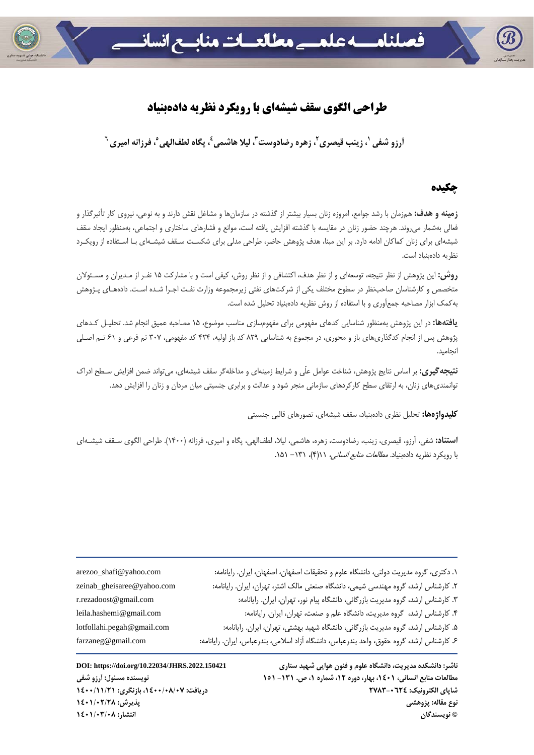# طراحی الگوی سقف شیشه‌ای با رویکرد نظریه داده‌بنیاد

آرزو شفی [۱]، زینب قیصری [۲]، زهره رضادوست [۳]، لیلا هاشمی [۴]، پگاه لطف‌الهی [۵]، فرزانه امیری [۶]

## چکیده

**زمینه و هدف:** هم‌زمان با رشد جوامع، امروزه زنان بسیار بیشتر از گذشته در سازمان‌ها و مشاغل نقش دارند و به نوعی، نیروی کار تأثیرگذار و فعالی به‌شمار می‌روند. هرچند حضور زنان در مقایسه با گذشته افزایش یافته است، موانع و فشارهای ساختاری و اجتماعی، به‌منظور ایجاد سقف شیشه‌ای برای زنان کماکان ادامه دارد. بر این مبنا، هدف پژوهش حاضر، طراحی مدلی برای شکست سقف شیشه‌ای با استفاده از رویکرد نظریه داده‌بنیاد است.

**روش:** این پژوهش از نظر نتیجه، توسعه‌ای و از نظر هدف، اکتشافی و از نظر روش، کیفی است و با مشارکت ۱۵ نفر از مدیران و مسئولان متخصص و کارشناسان صاحب‌نظر در سطوح مختلف یکی از شرکت‌های نفتی زیرمجموعه وزارت نفت اجرا شده است. داده‌های پژوهش به‌کمک ابزار مصاحبه جمع‌آوری و با استفاده از روش نظریه داده‌بنیاد تحلیل شده است.

**یافته‌ها:** در این پژوهش به‌منظور شناسایی کدهای مفهومی برای مفهوم‌سازی مناسب موضوع، ۱۵ مصاحبه عمیق انجام شد. تحلیل کدهای پژوهش پس از انجام کدگذاری‌های باز و محوری، در مجموع به شناسایی ۸۲۹ کد باز اولیه، ۴۲۴ کد مفهومی، ۳۰۷ تم فرعی و ۶۱ تم اصلی انجامید.

**نتیجه‌گیری:** بر اساس نتایج پژوهش، شناخت عوامل علّی و شرایط زمینه‌ای و مداخله‌گر سقف شیشه‌ای، می‌تواند ضمن افزایش سطح ادراک توانمندی‌های زنان، به ارتقای سطح کارکردهای سازمانی منجر شود و عدالت و برابری جنسیتی میان مردان و زنان را افزایش دهد.

**کلیدواژه‌ها:** تحلیل نظری داده‌بنیاد، سقف شیشه‌ای، تصورهای قالبی جنسیتی

**استناد:** شفی، آرزو، قیصری، زینب، رضادوست، زهره، هاشمی، لیلا، لطف‌الهی، پگاه و امیری، فرزانه (۱۴۰۰). طراحی الگوی سقف شیشه‌ای با رویکرد نظریه داده‌بنیاد. *مطالعات منابع انسانی*، ۱۱(۴)، ۱۳۱- ۱۵۱.

---

۱. دکتری، گروه مدیریت دولتی، دانشگاه علوم و تحقیقات اصفهان، اصفهان، ایران. رایانامه: arezoo_shafi@yahoo.com

۲. کارشناس ارشد، گروه مهندسی شیمی، دانشگاه صنعتی مالک اشتر، تهران، ایران. رایانامه: zeinab_gheisaree@yahoo.com

۳. کارشناس ارشد، گروه مدیریت بازرگانی، دانشگاه پیام نور، تهران، ایران. رایانامه: r.rezadoost@gmail.com

۴. کارشناس ارشد، گروه مدیریت، دانشگاه علم و صنعت، تهران، ایران. رایانامه: leila.hashemi@gmail.com

۵. کارشناس ارشد، گروه مدیریت بازرگانی، دانشگاه شهید بهشتی، تهران، ایران. رایانامه: lotfollahi.pegah@gmail.com

۶. کارشناس ارشد، گروه حقوق، واحد بندرعباس، دانشگاه آزاد اسلامی، بندرعباس، ایران. رایانامه: farzaneg@gmail.com

**ناشر: دانشکده مدیریت، دانشگاه علوم و فنون هوایی شهید ستاری**
**مطالعات منابع انسانی، ۱۴۰۱، بهار، دوره ۱۲، شماره ۱، ص. ۱۳۱- ۱۵۱**
**شاپای الکترونیک: ۲۷۸۳-۰۶۲۴**
**نوع مقاله: پژوهشی**
**© نویسندگان**

**DOI: https://doi.org/10.22034/JHRS.2022.150421**
**نویسنده مسئول: آرزو شفی**
**دریافت: ۱۴۰۰/۰۸/۰۷، بازنگری: ۱۴۰۰/۱۱/۲۱**
**پذیرش: ۱۴۰۱/۰۲/۲۸**
**انتشار: ۱۴۰۱/۰۳/۰۸**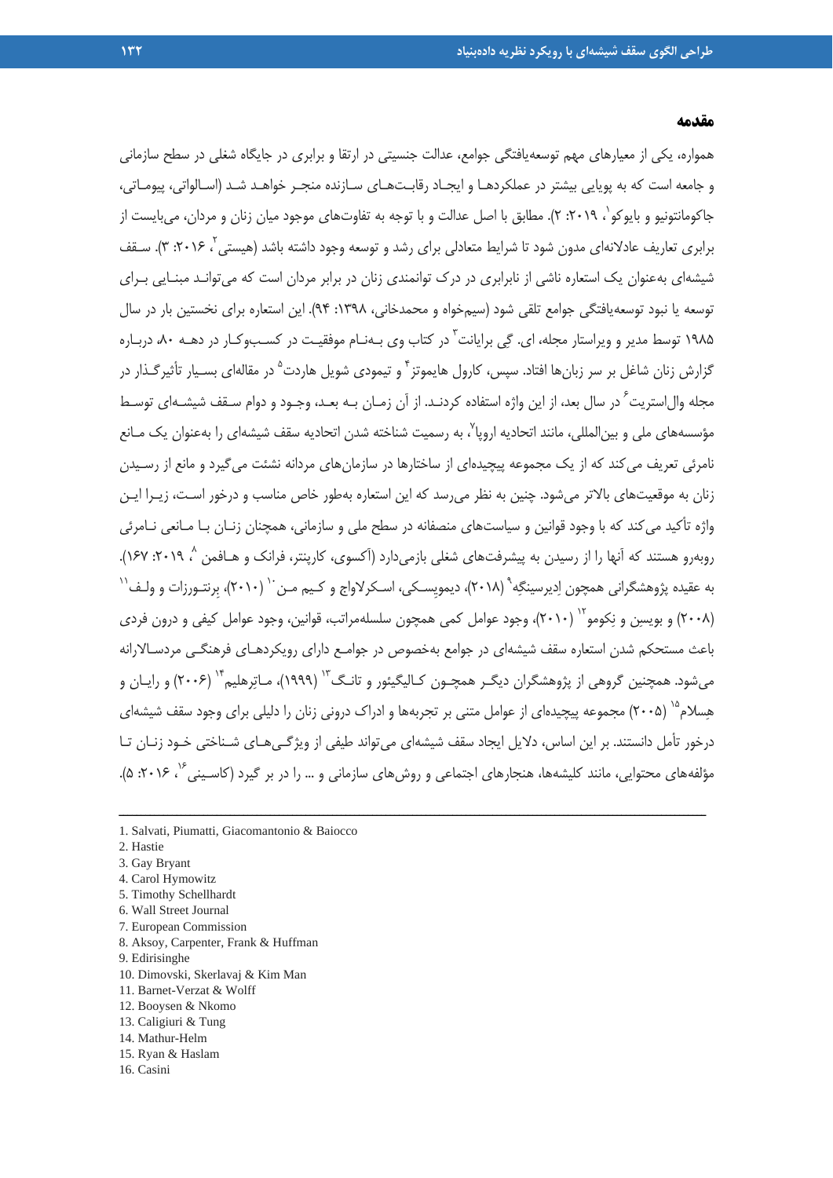## مقدمه

همواره، یکی از معیارهای مهم توسعه‌یافتگی جوامع، عدالت جنسیتی در ارتقا و برابری در جایگاه شغلی در سطح سازمانی و جامعه است که به پویایی بیشتر در عملکردها و ایجاد رقابت‌های سازنده منجر خواهد شد (اسالواتی، پیوماتی، جاکومانتونیو و بایوکو[1]، ۲۰۱۹: ۲). مطابق با اصل عدالت و با توجه به تفاوت‌های موجود میان زنان و مردان، می‌بایست از برابری تعاریف عادلانه‌ای مدون شود تا شرایط متعادلی برای رشد و توسعه وجود داشته باشد (هیستی[2]، ۲۰۱۶: ۳). سقف شیشه‌ای به‌عنوان یک استعاره ناشی از نابرابری در درک توانمندی زنان در برابر مردان است که می‌تواند مبنایی برای توسعه یا نبود توسعه‌یافتگی جوامع تلقی شود (سیم‌خواه و محمدخانی، ۱۳۹۸: ۹۴). این استعاره برای نخستین بار در سال ۱۹۸۵ توسط مدیر و ویراستار مجله، ای. گی برایانت[3] در کتاب وی به‌نام موفقیت در کسب‌وکار در دهه ۸۰، درباره گزارش زنان شاغل بر سر زبان‌ها افتاد. سپس، کارول هایموتز[4] و تیمودی شویل هاردت[5] در مقاله‌ای بسیار تأثیرگذار در مجله وال‌استریت[6] در سال بعد، از این واژه استفاده کردند. از آن زمان به بعد، وجود و دوام سقف شیشه‌ای توسط مؤسسه‌های ملی و بین‌المللی، مانند اتحادیه اروپا[7]، به رسمیت شناخته شدن اتحادیه سقف شیشه‌ای را به‌عنوان یک مانع نامرئی تعریف می‌کند که از یک مجموعه پیچیده‌ای از ساختارها در سازمان‌های مردانه نشئت می‌گیرد و مانع از رسیدن زنان به موقعیت‌های بالاتر می‌شود. چنین به نظر می‌رسد که این استعاره به‌طور خاص مناسب و درخور است، زیرا این واژه تأکید می‌کند که با وجود قوانین و سیاست‌های منصفانه در سطح ملی و سازمانی، همچنان زنان با مانعی نامرئی روبه‌رو هستند که آنها را از رسیدن به پیشرفت‌های شغلی بازمی‌دارد (آکسوی، کارپنتر، فرانک و هافمن[8]، ۲۰۱۹: ۱۶۷). به عقیده پژوهشگرانی همچون اِدیرسینگِه[9] (۲۰۱۸)، دیمویسکی، اسکرلاواج و کیم من[10] (۲۰۱۰)، برنت‌ورزات و ولف[11] (۲۰۰۸) و بویسن و نکومو[12] (۲۰۱۰)، وجود عوامل کمی همچون سلسله‌مراتب، قوانین، وجود عوامل کیفی و درون فردی باعث مستحکم شدن استعاره سقف شیشه‌ای در جوامع به‌خصوص در جوامع دارای رویکردهای فرهنگی مردسالارانه می‌شود. همچنین گروهی از پژوهشگران دیگر همچون کالیگیئور و تانگ[13] (۱۹۹۹)، ماترهلیم[14] (۲۰۰۶) و رایان و هسلام[15] (۲۰۰۵) مجموعه پیچیده‌ای از عوامل متنی بر تجربه‌ها و ادراک درونی زنان را دلیلی برای وجود سقف شیشه‌ای درخور تأمل دانستند. بر این اساس، دلایل ایجاد سقف شیشه‌ای می‌تواند طیفی از ویژگی‌های شناختی خود زنان تا مؤلفه‌های محتوایی، مانند کلیشه‌ها، هنجارهای اجتماعی و روش‌های سازمانی و ... را در بر گیرد (کاسینی[16]، ۲۰۱۶: ۵).

---

1. Salvati, Piumatti, Giacomantonio & Baiocco
2. Hastie
3. Gay Bryant
4. Carol Hymowitz
5. Timothy Schellhardt
6. Wall Street Journal
7. European Commission
8. Aksoy, Carpenter, Frank & Huffman
9. Edirisinghe
10. Dimovski, Skerlavaj & Kim Man
11. Barnet-Verzat & Wolff
12. Booysen & Nkomo
13. Caligiuri & Tung
14. Mathur-Helm
15. Ryan & Haslam
16. Casini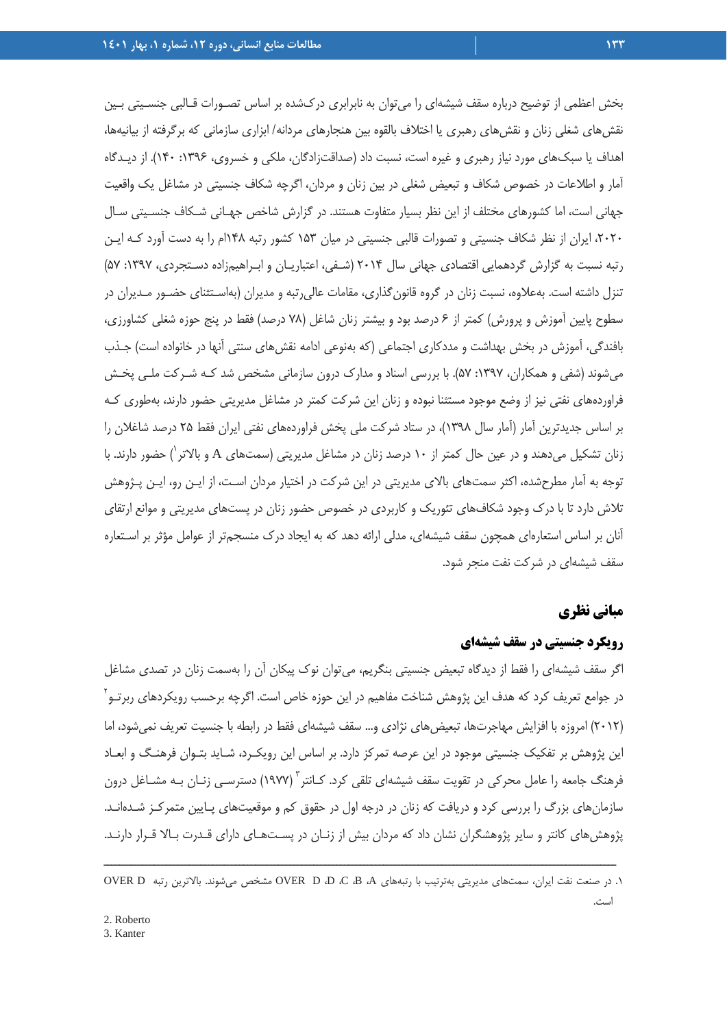بخش اعظمی از توضیح درباره سقف شیشه‌ای را می‌توان به نابرابری درک‌شده بر اساس تصورات قالبی جنسیتی بین نقش‌های شغلی زنان و نقش‌های رهبری یا اختلاف بالقوه بین هنجارهای مردانه/ ابزاری سازمانی که برگرفته از بیانیه‌ها، اهداف یا سبک‌های مورد نیاز رهبری و غیره است، نسبت داد (صداقت‌زادگان، ملکی و خسروی، ۱۳۹۶: ۱۴۰). از دیدگاه آمار و اطلاعات در خصوص شکاف و تبعیض شغلی در بین زنان و مردان، اگرچه شکاف جنسیتی در مشاغل یک واقعیت جهانی است، اما کشورهای مختلف از این نظر بسیار متفاوت هستند. در گزارش شاخص جهانی شکاف جنسیتی سال ۲۰۲۰، ایران از نظر شکاف جنسیتی و تصورات قالبی جنسیتی در میان ۱۵۳ کشور رتبه ۱۴۸ام را به دست آورد که این رتبه نسبت به گزارش گردهمایی اقتصادی جهانی سال ۲۰۱۴ (شفی، اعتباریان و ابراهیم‌زاده دستجردی، ۱۳۹۷: ۵۷) تنزل داشته است. به‌علاوه، نسبت زنان در گروه قانون‌گذاری، مقامات عالی‌رتبه و مدیران (به‌استثنای حضور مدیران در سطوح پایین آموزش و پرورش) کمتر از ۶ درصد بود و بیشتر زنان شاغل (۷۸ درصد) فقط در پنج حوزه شغلی کشاورزی، بافندگی، آموزش در بخش بهداشت و مددکاری اجتماعی (که به‌نوعی ادامه نقش‌های سنتی آنها در خانواده است) جذب می‌شوند (شفی و همکاران، ۱۳۹۷: ۵۷). با بررسی اسناد و مدارک درون سازمانی مشخص شد که شرکت ملی پخش فراورده‌های نفتی نیز از وضع موجود مستثنا نبوده و زنان این شرکت کمتر در مشاغل مدیریتی حضور دارند، به‌طوری که بر اساس جدیدترین آمار (آمار سال ۱۳۹۸)، در ستاد شرکت ملی پخش فراورده‌های نفتی ایران فقط ۲۵ درصد شاغلان را زنان تشکیل می‌دهند و در عین حال کمتر از ۱۰ درصد زنان در مشاغل مدیریتی (سمت‌های A و بالاتر[1]) حضور دارند. با توجه به آمار مطرح‌شده، اکثر سمت‌های بالای مدیریتی در این شرکت در اختیار مردان است، از این رو، این پژوهش تلاش دارد تا با درک وجود شکاف‌های تئوریک و کاربردی در خصوص حضور زنان در پست‌های مدیریتی و موانع ارتقای آنان بر اساس استعاره‌ای همچون سقف شیشه‌ای، مدلی ارائه دهد که به ایجاد درک منسجم‌تر از عوامل مؤثر بر استعاره سقف شیشه‌ای در شرکت نفت منجر شود.

## مبانی نظری

### رویکرد جنسیتی در سقف شیشه‌ای

اگر سقف شیشه‌ای را فقط از دیدگاه تبعیض جنسیتی بنگریم، می‌توان نوک پیکان آن را به‌سمت زنان در تصدی مشاغل در جوامع تعریف کرد که هدف این پژوهش شناخت مفاهیم در این حوزه خاص است. اگرچه برحسب رویکردهای ربرتو[2] (۲۰۱۲) امروزه با افزایش مهاجرت‌ها، تبعیض‌های نژادی و... سقف شیشه‌ای فقط در رابطه با جنسیت تعریف نمی‌شود، اما این پژوهش بر تفکیک جنسیتی موجود در این عرصه تمرکز دارد. بر اساس این رویکرد، شاید بتوان فرهنگ و ابعاد فرهنگ جامعه را عامل محرکی در تقویت سقف شیشه‌ای تلقی کرد. کانتر[3] (۱۹۷۷) دسترسی زنان به مشاغل درون سازمان‌های بزرگ را بررسی کرد و دریافت که زنان در درجه اول در حقوق کم و موقعیت‌های پایین متمرکز شده‌اند. پژوهش‌های کانتر و سایر پژوهشگران نشان داد که مردان بیش از زنان در پست‌های دارای قدرت بالا قرار دارند.

---

۱. در صنعت نفت ایران، سمت‌های مدیریتی به‌ترتیب با رتبه‌های OVER D ،D ،C ،B ،A مشخص می‌شوند. بالاترین رتبه OVER D است.

2. Roberto

3. Kanter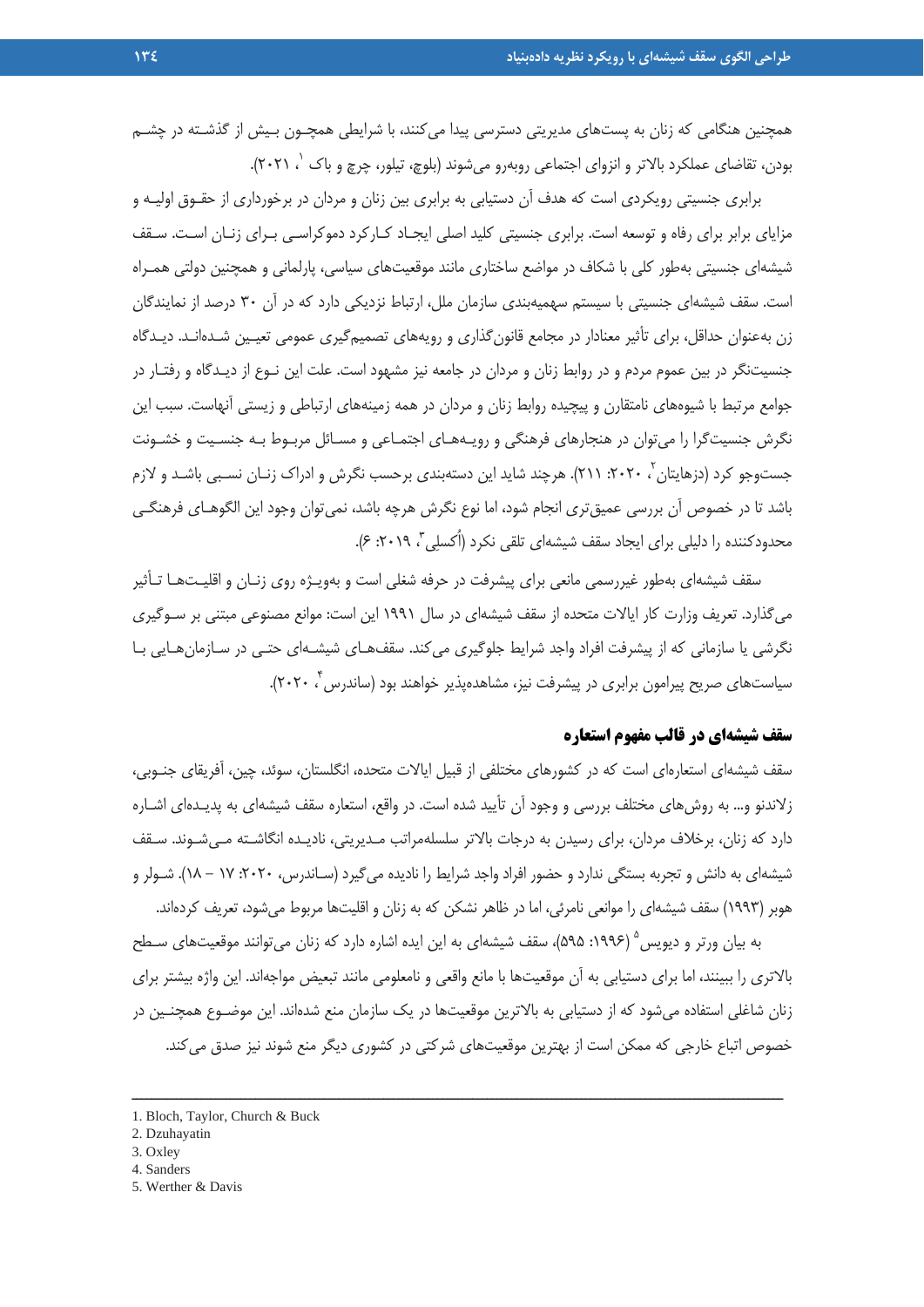همچنین هنگامی که زنان به پست‌های مدیریتی دسترسی پیدا می‌کنند، با شرایطی همچون بیش از گذشته در چشم بودن، تقاضای عملکرد بالاتر و انزوای اجتماعی روبه‌رو می‌شوند (بلوچ، تیلور، چرچ و باک[1]، ۲۰۲۱).

برابری جنسیتی رویکردی است که هدف آن دستیابی به برابری بین زنان و مردان در برخورداری از حقوق اولیه و مزایای برابر برای رفاه و توسعه است. برابری جنسیتی کلید اصلی ایجاد کارکرد دموکراسی برای زنان است. سقف شیشه‌ای جنسیتی به‌طور کلی با شکاف در مواضع ساختاری مانند موقعیت‌های سیاسی، پارلمانی و همچنین دولتی همراه است. سقف شیشه‌ای جنسیتی با سیستم سهمیه‌بندی سازمان ملل، ارتباط نزدیکی دارد که در آن ۳۰ درصد از نمایندگان زن به‌عنوان حداقل، برای تأثیر معنادار در مجامع قانون‌گذاری و رویه‌های تصمیم‌گیری عمومی تعیین شده‌اند. دیدگاه جنسیت‌نگر در بین عموم مردم و در روابط زنان و مردان در جامعه نیز مشهود است. علت این نوع از دیدگاه و رفتار در جوامع مرتبط با شیوه‌های نامتقارن و پیچیده روابط زنان و مردان در همه زمینه‌های ارتباطی و زیستی آنهاست. سبب این نگرش جنسیت‌گرا را می‌توان در هنجارهای فرهنگی و رویه‌های اجتماعی و مسائل مربوط به جنسیت و خشونت جست‌وجو کرد (دزهایتان[2]، ۲۰۲۰: ۲۱۱). هرچند شاید این دسته‌بندی برحسب نگرش و ادراک زنان نسبی باشد و لازم باشد تا در خصوص آن بررسی عمیق‌تری انجام شود، اما نوع نگرش هرچه باشد، نمی‌توان وجود این الگوهای فرهنگی محدودکننده را دلیلی برای ایجاد سقف شیشه‌ای تلقی نکرد (اُکسلی[3]، ۲۰۱۹: ۶).

سقف شیشه‌ای به‌طور غیررسمی مانعی برای پیشرفت در حرفه شغلی است و به‌ویژه روی زنان و اقلیت‌ها تأثیر می‌گذارد. تعریف وزارت کار ایالات متحده از سقف شیشه‌ای در سال ۱۹۹۱ این است: موانع مصنوعی مبتنی بر سوگیری نگرشی یا سازمانی که از پیشرفت افراد واجد شرایط جلوگیری می‌کند. سقف‌های شیشه‌ای حتی در سازمان‌هایی با سیاست‌های صریح پیرامون برابری در پیشرفت نیز، مشاهده‌پذیر خواهند بود (ساندرس[4]، ۲۰۲۰).

## سقف شیشه‌ای در قالب مفهوم استعاره

سقف شیشه‌ای استعاره‌ای است که در کشورهای مختلفی از قبیل ایالات متحده، انگلستان، سوئد، چین، آفریقای جنوبی، زلاندنو و... به روش‌های مختلف بررسی و وجود آن تأیید شده است. در واقع، استعاره سقف شیشه‌ای به پدیده‌ای اشاره دارد که زنان، برخلاف مردان، برای رسیدن به درجات بالاتر سلسله‌مراتب مدیریتی، نادیده انگاشته می‌شوند. سقف شیشه‌ای به دانش و تجربه بستگی ندارد و حضور افراد واجد شرایط را نادیده می‌گیرد (ساندرس، ۲۰۲۰: ۱۷ – ۱۸). شولر و هوبر (۱۹۹۳) سقف شیشه‌ای را موانعی نامرئی، اما در ظاهر نشکن که به زنان و اقلیت‌ها مربوط می‌شود، تعریف کرده‌اند.

به بیان ورتر و دیویس[5] (۱۹۹۶: ۵۹۵)، سقف شیشه‌ای به این ایده اشاره دارد که زنان می‌توانند موقعیت‌های سطح بالاتری را ببینند، اما برای دستیابی به آن موقعیت‌ها با مانع واقعی و نامعلومی مانند تبعیض مواجه‌اند. این واژه بیشتر برای زنان شاغلی استفاده می‌شود که از دستیابی به بالاترین موقعیت‌ها در یک سازمان منع شده‌اند. این موضوع همچنین در خصوص اتباع خارجی که ممکن است از بهترین موقعیت‌های شرکتی در کشوری دیگر منع شوند نیز صدق می‌کند.

---

1. Bloch, Taylor, Church & Buck
2. Dzuhayatin
3. Oxley
4. Sanders
5. Werther & Davis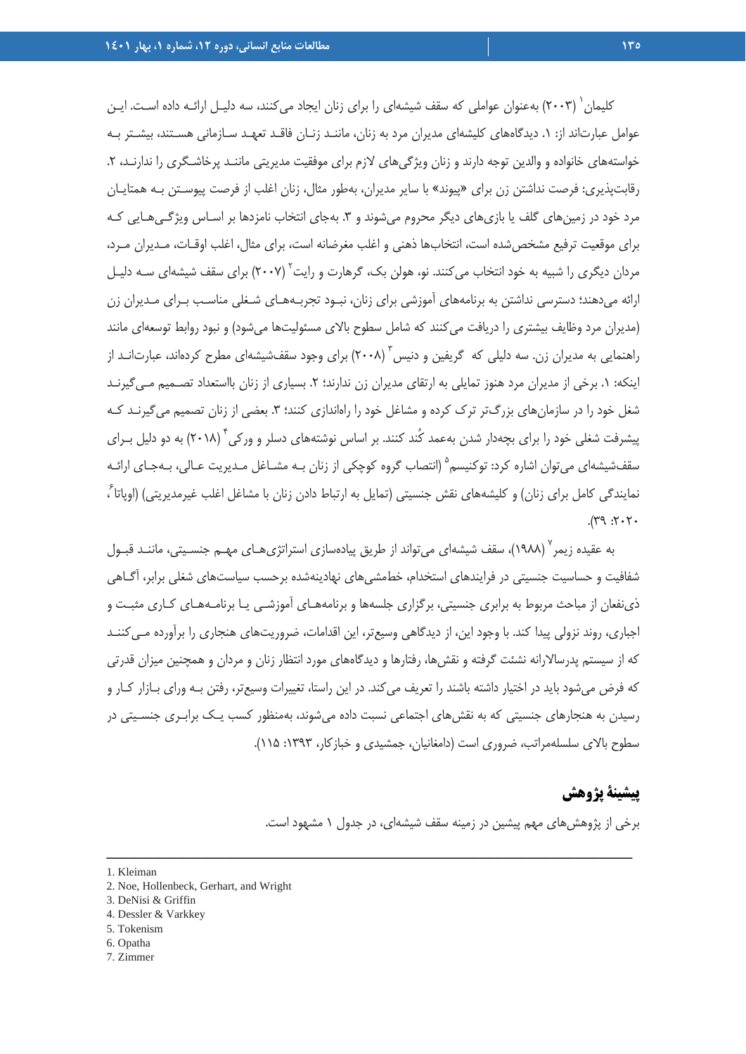کلیمان[1] (۲۰۰۳) به‌عنوان عواملی که سقف شیشه‌ای را برای زنان ایجاد می‌کنند، سه دلیل ارائه داده است. این عوامل عبارت‌اند از: ۱. دیدگاه‌های کلیشه‌ای مدیران مرد به زنان، مانند زنان فاقد تعهد سازمانی هستند، بیشتر به خواسته‌های خانواده و والدین توجه دارند و زنان ویژگی‌های لازم برای موفقیت مدیریتی مانند پرخاشگری را ندارند، ۲. رقابت‌پذیری: فرصت نداشتن زن برای «پیوند» با سایر مدیران، به‌طور مثال، زنان اغلب از فرصت پیوستن به همتایان مرد خود در زمین‌های گلف یا بازی‌های دیگر محروم می‌شوند و ۳. به‌جای انتخاب نامزدها بر اساس ویژگی‌هایی که برای موقعیت ترفیع مشخص‌شده است، انتخاب‌ها ذهنی و اغلب مغرضانه است، برای مثال، اغلب اوقات، مدیران مرد، مردان دیگری را شبیه به خود انتخاب می‌کنند. نو، هولن بک، گرهارت و رایت[2] (۲۰۰۷) برای سقف شیشه‌ای سه دلیل ارائه می‌دهند؛ دسترسی نداشتن به برنامه‌های آموزشی برای زنان، نبود تجربه‌های شغلی مناسب برای مدیران زن (مدیران مرد وظایف بیشتری را دریافت می‌کنند که شامل سطوح بالای مسئولیت‌ها می‌شود) و نبود روابط توسعه‌ای مانند راهنمایی به مدیران زن. سه دلیلی که گریفین و دنیس[3] (۲۰۰۸) برای وجود سقف‌شیشه‌ای مطرح کرده‌اند، عبارت‌اند از اینکه: ۱. برخی از مدیران مرد هنوز تمایلی به ارتقای مدیران زن ندارند؛ ۲. بسیاری از زنان بااستعداد تصمیم می‌گیرند شغل خود را در سازمان‌های بزرگ‌تر ترک کرده و مشاغل خود را راه‌اندازی کنند؛ ۳. بعضی از زنان تصمیم می‌گیرند که پیشرفت شغلی خود را برای بچه‌دار شدن به‌عمد کُند کنند. بر اساس نوشته‌های دسلر و ورکی[4] (۲۰۱۸) به دو دلیل برای سقف‌شیشه‌ای می‌توان اشاره کرد: توکنیسم[5] (انتصاب گروه کوچکی از زنان به مشاغل مدیریت عالی، به‌جای ارائه نمایندگی کامل برای زنان) و کلیشه‌های نقش جنسیتی (تمایل به ارتباط دادن زنان با مشاغل اغلب غیرمدیریتی) (اوپاتا[6]، ۲۰۲۰: ۳۹).

به عقیده زیمر[7] (۱۹۸۸)، سقف شیشه‌ای می‌تواند از طریق پیاده‌سازی استراتژی‌های مهم جنسیتی، مانند قبول شفافیت و حساسیت جنسیتی در فرایندهای استخدام، خط‌مشی‌های نهادینه‌شده برحسب سیاست‌های شغلی برابر، آگاهی ذی‌نفعان از مباحث مربوط به برابری جنسیتی، برگزاری جلسه‌ها و برنامه‌های آموزشی یا برنامه‌های کاری مثبت و اجباری، روند نزولی پیدا کند. با وجود این، از دیدگاهی وسیع‌تر، این اقدامات، ضروریت‌های هنجاری را برآورده می‌کنند که از سیستم پدرسالارانه نشئت گرفته و نقش‌ها، رفتارها و دیدگاه‌های مورد انتظار زنان و مردان و همچنین میزان قدرتی که فرض می‌شود باید در اختیار داشته باشند را تعریف می‌کند. در این راستا، تغییرات وسیع‌تر، رفتن به ورای بازار کار و رسیدن به هنجارهای جنسیتی که به نقش‌های اجتماعی نسبت داده می‌شوند، به‌منظور کسب یک برابری جنسیتی در سطوح بالای سلسله‌مراتب، ضروری است (دامغانیان، جمشیدی و خازکار، ۱۳۹۳: ۱۱۵).

## پیشینهٔ پژوهش

برخی از پژوهش‌های مهم پیشین در زمینه سقف شیشه‌ای، در جدول ۱ مشهود است.

---

1. Kleiman
2. Noe, Hollenbeck, Gerhart, and Wright
3. DeNisi & Griffin
4. Dessler & Varkkey
5. Tokenism
6. Opatha
7. Zimmer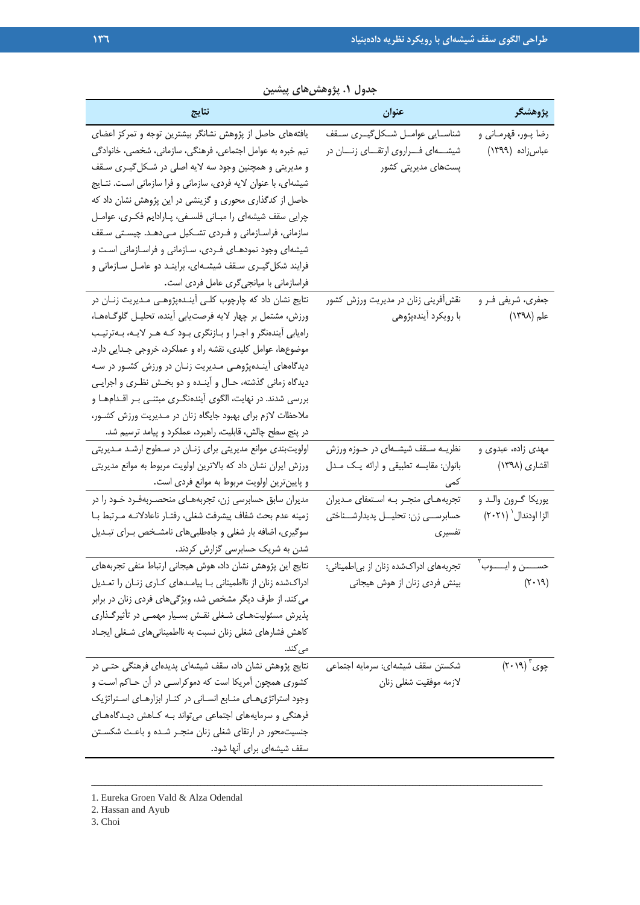**جدول ۱. پژوهش‌های پیشین**

| پژوهشگر | عنوان | نتایج |
| --- | --- | --- |
| رضا پور، قهرمانی و عباس‌زاده (۱۳۹۹) | شناسایی عوامل شکل‌گیری سقف شیشه‌ای فراروی ارتقای زنان در پست‌های مدیریتی کشور | یافته‌های حاصل از پژوهش نشانگر بیشترین توجه و تمرکز اعضای تیم خبره به عوامل اجتماعی، فرهنگی، سازمانی، شخصی، خانوادگی و مدیریتی و همچنین وجود سه لایه اصلی در شکل‌گیری سقف شیشه‌ای، با عنوان لایه فردی، سازمانی و فرا سازمانی است. نتایج حاصل از کدگذاری محوری و گزینشی در این پژوهش نشان داد که چرایی سقف شیشه‌ای را مبانی فلسفی، پارادایم فکری، عوامل سازمانی، فراسازمانی و فردی تشکیل می‌دهد. چیستی سقف شیشه‌ای وجود نمودهای فردی، سازمانی و فراسازمانی است و فرایند شکل‌گیری سقف شیشه‌ای، برایند دو عامل سازمانی و فراسازمانی با میانجی‌گری عامل فردی است. |
| جعفری، شریفی فر و علم (۱۳۹۸) | نقش‌آفرینی زنان در مدیریت ورزش کشور با رویکرد آینده‌پژوهی | نتایج نشان داد که چارچوب کلی آینده‌پژوهی مدیریت زنان در ورزش، مشتمل بر چهار لایه فرصت‌یابی آینده، تحلیل گلوگاه‌ها، راه‌یابی آینده‌نگر و اجرا و بازنگری بود که هر لایه، به‌ترتیب موضوع‌ها، عوامل کلیدی، نقشه راه و عملکرد، خروجی جدایی دارد. دیدگاه‌های آینده‌پژوهی مدیریت زنان در ورزش کشور در سه دیدگاه زمانی گذشته، حال و آینده و دو بخش نظری و اجرایی بررسی شدند. در نهایت، الگوی آینده‌نگری مبتنی بر اقدام‌ها و ملاحظات لازم برای بهبود جایگاه زنان در مدیریت ورزش کشور، در پنج سطح چالش، قابلیت، راهبرد، عملکرد و پیامد ترسیم شد. |
| مهدی زاده، عبدوی و اقشاری (۱۳۹۸) | نظریه سقف شیشه‌ای در حوزه ورزش بانوان: مقایسه تطبیقی و ارائه یک مدل کمی | اولویت‌بندی موانع مدیریتی برای زنان در سطوح ارشد مدیریتی ورزش ایران نشان داد که بالاترین اولویت مربوط به موانع مدیریتی و پایین‌ترین اولویت مربوط به موانع فردی است. |
| یوریکا گرون والد و الزا اودندال[1] (۲۰۲۱) | تجربه‌های منجر به استعفای مدیران حسابرسی زن: تحلیل پدیدارشناختی تفسیری | مدیران سابق حسابرسی زن، تجربه‌های منحصربه‌فرد خود را در زمینه عدم بحث شفاف پیشرفت شغلی، رفتار ناعادلانه مرتبط با سوگیری، اضافه بار شغلی و جاه‌طلبی‌های نامشخص برای تبدیل شدن به شریک حسابرسی گزارش کردند. |
| حسن و ایوب[2] (۲۰۱۹) | تجربه‌های ادراک‌شده زنان از بی‌اطمینانی: بینش فردی زنان از هوش هیجانی | نتایج این پژوهش نشان داد، هوش هیجانی ارتباط منفی تجربه‌های ادراک‌شده زنان از نااطمینانی با پیامدهای کاری زنان را تعدیل می‌کند. از طرف دیگر مشخص شد، ویژگی‌های فردی زنان در برابر پذیرش مسئولیت‌های شغلی نقش بسیار مهمی در تأثیرگذاری کاهش فشارهای شغلی زنان نسبت به نااطمینانی‌های شغلی ایجاد می‌کند. |
| چوی[3] (۲۰۱۹) | شکستن سقف شیشه‌ای: سرمایه اجتماعی لازمه موفقیت شغلی زنان | نتایج پژوهش نشان داد، سقف شیشه‌ای پدیده‌ای فرهنگی حتی در کشوری همچون آمریکا است که دموکراسی در آن حاکم است و وجود استراتژی‌های منابع انسانی در کنار ابزارهای استراتژیک فرهنگی و سرمایه‌های اجتماعی می‌تواند به کاهش دیدگاه‌های جنسیت‌محور در ارتقای شغلی زنان منجر شده و باعث شکستن سقف شیشه‌ای برای آنها شود. |

1. Eureka Groen Vald & Alza Odendal
2. Hassan and Ayub
3. Choi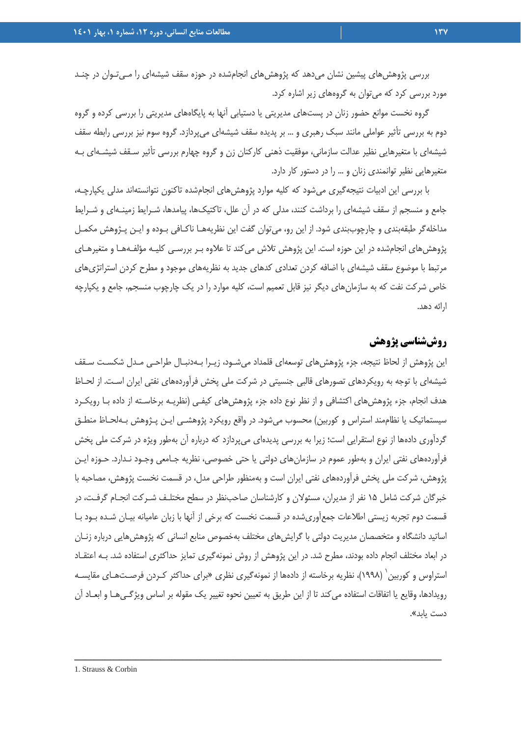بررسی پژوهش‌های پیشین نشان می‌دهد که پژوهش‌های انجام‌شده در حوزه سقف شیشه‌ای را مـی‌تـوان در چنـد مورد بررسی کرد که می‌توان به گروه‌های زیر اشاره کرد.

گروه نخست موانع حضور زنان در پست‌های مدیریتی یا دستیابی آنها به پایگاه‌های مدیریتی را بررسی کرده و گروه دوم به بررسی تأثیر عواملی مانند سبک رهبری و ... بر پدیده سقف شیشه‌ای می‌پردازد. گروه سوم نیز بررسی رابطه سقف شیشه‌ای با متغیرهایی نظیر عدالت سازمانی، موفقیت ذهنی کارکنان زن و گروه چهارم بررسی تأثیر سـقف شیشـه‌ای بـه متغیرهایی نظیر توانمندی زنان و ... را در دستور کار دارد.

با بررسی این ادبیات نتیجه‌گیری می‌شود که کلیه موارد پژوهش‌های انجام‌شده تاکنون نتوانسته‌اند مدلی یکپارچـه، جامع و منسجم از سقف شیشه‌ای را برداشت کنند، مدلی که در آن علل، تاکتیک‌ها، پیامدها، شـرایط زمینـه‌ای و شـرایط مداخله‌گر طبقه‌بندی و چارچوب‌بندی شود. از این رو، می‌توان گفت این نظریه‌هـا ناکـافی بـوده و ایـن پـژوهش مکمـل پژوهش‌های انجام‌شده در این حوزه است. این پژوهش تلاش می‌کند تا علاوه بـر بررسـی کلیـه مؤلفـه‌هـا و متغیرهـای مرتبط با موضوع سقف شیشه‌ای با اضافه کردن تعدادی کدهای جدید به نظریه‌های موجود و مطرح کردن استراتژی‌های خاص شرکت نفت که به سازمان‌های دیگر نیز قابل تعمیم است، کلیه موارد را در یک چارچوب منسجم، جامع و یکپارچه ارائه دهد.

## روش‌شناسی پژوهش

این پژوهش از لحاظ نتیجه، جزء پژوهش‌های توسعه‌ای قلمداد می‌شـود، زیـرا بـه‌دنبـال طراحـی مـدل شکسـت سـقف شیشه‌ای با توجه به رویکردهای تصورهای قالبی جنسیتی در شرکت ملی پخش فرآورده‌های نفتی ایران اسـت. از لحـاظ هدف انجام، جزء پژوهش‌های اکتشافی و از نظر نوع داده جزء پژوهش‌های کیفـی (نظریـه برخاسـته از داده بـا رویکـرد سیستماتیک یا نظام‌مند استراس و کوربین) محسوب می‌شود. در واقع رویکرد پژوهشـی ایـن پـژوهش بـه‌لحـاظ منطـق گردآوری داده‌ها از نوع استقرایی است؛ زیرا به بررسی پدیده‌ای می‌پردازد که درباره آن به‌طور ویژه در شرکت ملی پخش فرآورده‌های نفتی ایران و به‌طور عموم در سازمان‌های دولتی یا حتی خصوصی، نظریه جـامعی وجـود نـدارد. حـوزه ایـن پژوهش، شرکت ملی پخش فرآورده‌های نفتی ایران است و به‌منظور طراحی مدل، در قسمت نخست پژوهش، مصاحبه با خبرگان شرکت شامل ۱۵ نفر از مدیران، مسئولان و کارشناسان صاحب‌نظر در سطح مختلـف شـرکت انجـام گرفـت، در قسمت دوم تجربه زیستی اطلاعات جمع‌آوری‌شده در قسمت نخست که برخی از آنها با زبان عامیانه بیـان شـده بـود بـا اساتید دانشگاه و متخصصان مدیریت دولتی با گرایش‌های مختلف به‌خصوص منابع انسانی که پژوهش‌هایی دربارهٔ زنـان در ابعاد مختلف انجام داده بودند، مطرح شد. در این پژوهش از روش نمونه‌گیری تمایز حداکثری استفاده شد. بـه اعتقـاد استراوس و کوربین[1] (۱۹۹۸)، نظریه برخاسته از داده‌ها از نمونه‌گیری نظری «برای حداکثر کـردن فرصـت‌هـای مقایسـه رویدادها، وقایع یا اتفاقات استفاده می‌کند تا از این طریق به تعیین نحوه تغییر یک مقوله بر اساس ویژگـی‌هـا و ابعـاد آن دست یابد».

---

1. Strauss & Corbin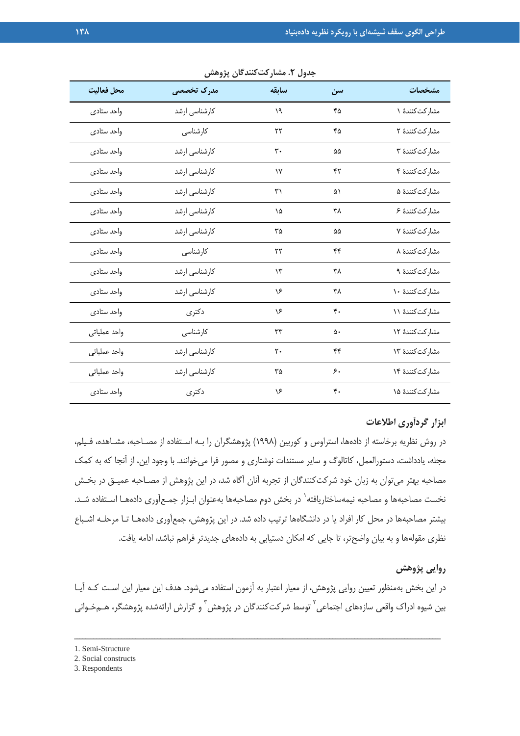جدول ۲. مشارکت‌کنندگان پژوهش

| مشخصات | سن | سابقه | مدرک تخصصی | محل فعالیت |
|---|---|---|---|---|
| مشارکت‌کنندهٔ ۱ | ۴۵ | ۱۹ | کارشناسی ارشد | واحد ستادی |
| مشارکت‌کنندهٔ ۲ | ۴۵ | ۲۲ | کارشناسی | واحد ستادی |
| مشارکت‌کنندهٔ ۳ | ۵۵ | ۳۰ | کارشناسی ارشد | واحد ستادی |
| مشارکت‌کنندهٔ ۴ | ۴۲ | ۱۷ | کارشناسی ارشد | واحد ستادی |
| مشارکت‌کنندهٔ ۵ | ۵۱ | ۳۱ | کارشناسی ارشد | واحد ستادی |
| مشارکت‌کنندهٔ ۶ | ۳۸ | ۱۵ | کارشناسی ارشد | واحد ستادی |
| مشارکت‌کنندهٔ ۷ | ۵۵ | ۳۵ | کارشناسی ارشد | واحد ستادی |
| مشارکت‌کنندهٔ ۸ | ۴۴ | ۲۲ | کارشناسی | واحد ستادی |
| مشارکت‌کنندهٔ ۹ | ۳۸ | ۱۳ | کارشناسی ارشد | واحد ستادی |
| مشارکت‌کنندهٔ ۱۰ | ۳۸ | ۱۶ | کارشناسی ارشد | واحد ستادی |
| مشارکت‌کنندهٔ ۱۱ | ۴۰ | ۱۶ | دکتری | واحد ستادی |
| مشارکت‌کنندهٔ ۱۲ | ۵۰ | ۳۳ | کارشناسی | واحد عملیاتی |
| مشارکت‌کنندهٔ ۱۳ | ۴۴ | ۲۰ | کارشناسی ارشد | واحد عملیاتی |
| مشارکت‌کنندهٔ ۱۴ | ۶۰ | ۳۵ | کارشناسی ارشد | واحد عملیاتی |
| مشارکت‌کنندهٔ ۱۵ | ۴۰ | ۱۶ | دکتری | واحد ستادی |

## ابزار گردآوری اطلاعات

در روش نظریه برخاسته از داده‌ها، استراوس و کوربین (۱۹۹۸) پژوهشگران را بـه اسـتفاده از مصـاحبه، مشـاهده، فـیلم، مجله، یادداشت، دستورالعمل، کاتالوگ و سایر مستندات نوشتاری و مصور فرا می‌خوانند. با وجود این، از آنجا که به کمک مصاحبه بهتر می‌توان به زبان خود شرکت‌کنندگان از تجربه آنان آگاه شد، در این پژوهش از مصـاحبه عمیـق در بخـش نخست مصاحبه‌ها و مصاحبه نیمه‌ساختاریافته[1] در بخش دوم مصاحبه‌ها به‌عنوان ابـزار جمـع‌آوری داده‌هـا اسـتفاده شـد. بیشتر مصاحبه‌ها در محل کار افراد یا در دانشگاه‌ها ترتیب داده شد. در این پژوهش، جمع‌آوری داده‌هـا تـا مرحلـه اشـباع نظری مقوله‌ها و به بیان واضح‌تر، تا جایی که امکان دستیابی به داده‌های جدیدتر فراهم نباشد، ادامه یافت.

## روایی پژوهش

در این بخش به‌منظور تعیین روایی پژوهش، از معیار اعتبار به آزمون استفاده می‌شود. هدف این معیار این اسـت کـه آیـا بین شیوه ادراک واقعی سازه‌های اجتماعی[2] توسط شرکت‌کنندگان در پژوهش[3] و گزارش ارائه‌شده پژوهشگر، هـم‌خـوانی

---

1. Semi-Structure
2. Social constructs
3. Respondents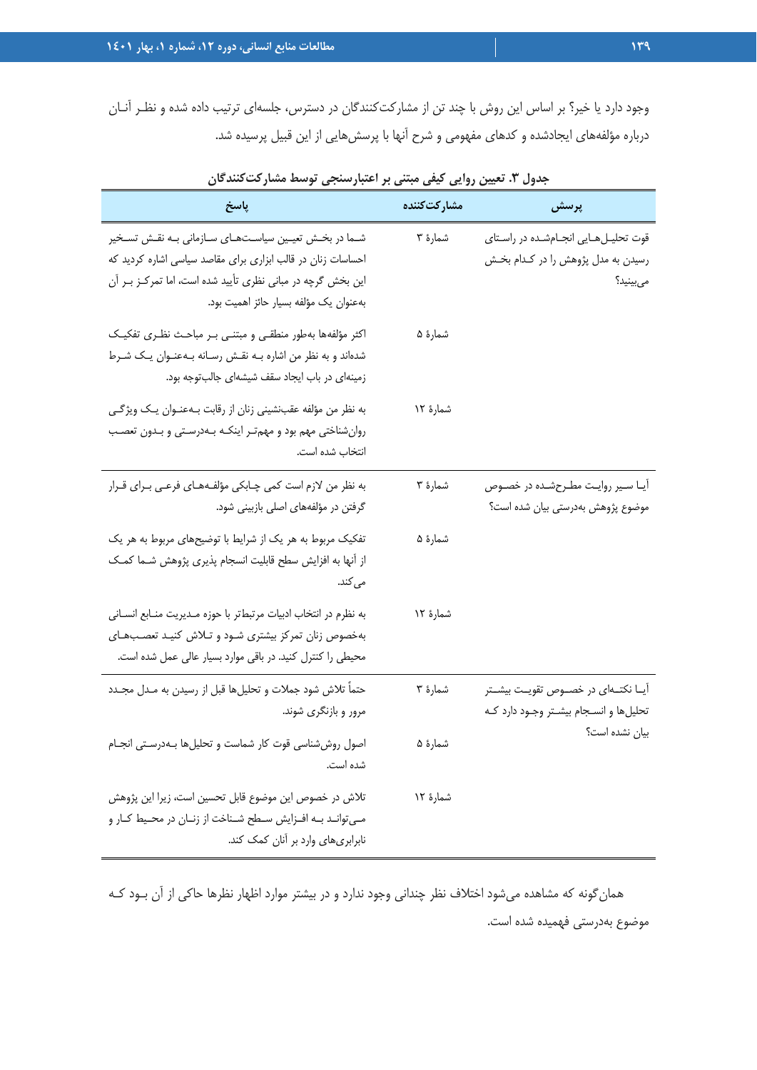وجود دارد یا خیر؟ بر اساس این روش با چند تن از مشارکت‌کنندگان در دسترس، جلسه‌ای ترتیب داده شده و نظر آنان درباره مؤلفه‌های ایجادشده و کدهای مفهومی و شرح آنها با پرسش‌هایی از این قبیل پرسیده شد.

**جدول ۳. تعیین روایی کیفی مبتنی بر اعتبارسنجی توسط مشارکت‌کنندگان**

| پرسش | مشارکت‌کننده | پاسخ |
|---|---|---|
| قوت تحلیل‌هایی انجام‌شده در راستای رسیدن به مدل پژوهش را در کدام بخش می‌بینید؟ | شمارهٔ ۳ | شما در بخش تعیین سیاست‌های سازمانی به نقش تسخیر احساسات زنان در قالب ابزاری برای مقاصد سیاسی اشاره کردید که این بخش گرچه در مبانی نظری تأیید شده است، اما تمرکز بر آن به‌عنوان یک مؤلفه بسیار حائز اهمیت بود. |
| | شمارهٔ ۵ | اکثر مؤلفه‌ها به‌طور منطقی و مبتنی بر مباحث نظری تفکیک شده‌اند و به نظر من اشاره به نقش رسانه به‌عنوان یک شرط زمینه‌ای در باب ایجاد سقف شیشه‌ای جالب‌توجه بود. |
| | شمارهٔ ۱۲ | به نظر من مؤلفه عقب‌نشینی زنان از رقابت به‌عنوان یک ویژگی روان‌شناختی مهم بود و مهم‌تر اینکه به‌درستی و بدون تعصب انتخاب شده است. |
| آیا سیر روایت مطرح‌شده در خصوص موضوع پژوهش به‌درستی بیان شده است؟ | شمارهٔ ۳ | به نظر من لازم است کمی چابکی مؤلفه‌های فرعی برای قرار گرفتن در مؤلفه‌های اصلی بازبینی شود. |
| | شمارهٔ ۵ | تفکیک مربوط به هر یک از شرایط با توضیح‌های مربوط به هر یک از آنها به افزایش سطح قابلیت انسجام پذیری پژوهش شما کمک می‌کند. |
| | شمارهٔ ۱۲ | به نظرم در انتخاب ادبیات مرتبط‌تر با حوزه مدیریت منابع انسانی به‌خصوص زنان تمرکز بیشتری شود و تلاش کنید تعصب‌های محیطی را کنترل کنید. در باقی موارد بسیار عالی عمل شده است. |
| آیا نکته‌ای در خصوص تقویت بیشتر تحلیل‌ها و انسجام بیشتر وجود دارد که بیان نشده است؟ | شمارهٔ ۳ | حتماً تلاش شود جملات و تحلیل‌ها قبل از رسیدن به مدل مجدد مرور و بازنگری شوند. |
| | شمارهٔ ۵ | اصول روش‌شناسی قوت کار شماست و تحلیل‌ها به‌درستی انجام شده است. |
| | شمارهٔ ۱۲ | تلاش در خصوص این موضوع قابل تحسین است، زیرا این پژوهش می‌تواند به افزایش سطح شناخت از زنان در محیط کار و نابرابری‌های وارد بر آنان کمک کند. |

همان‌گونه که مشاهده می‌شود اختلاف نظر چندانی وجود ندارد و در بیشتر موارد اظهار نظرها حاکی از آن بود که موضوع به‌درستی فهمیده شده است.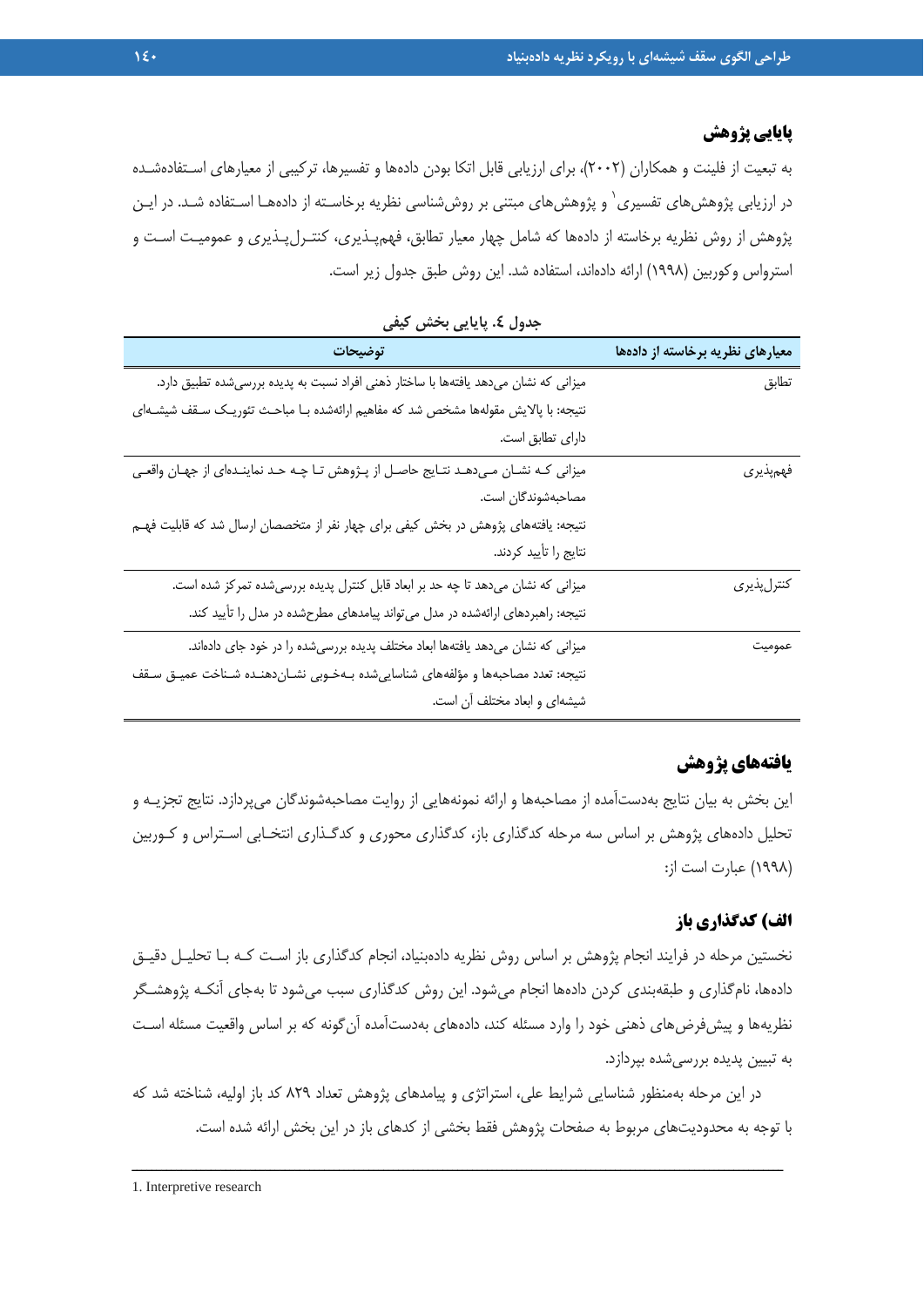## پایایی پژوهش

به تبعیت از فلینت و همکاران (۲۰۰۲)، برای ارزیابی قابل اتکا بودن داده‌ها و تفسیرها، ترکیبی از معیارهای استفاده‌شده در ارزیابی پژوهش‌های تفسیری[1] و پژوهش‌های مبتنی بر روش‌شناسی نظریه برخاسته از داده‌ها استفاده شد. در این پژوهش از روش نظریه برخاسته از داده‌ها که شامل چهار معیار تطابق، فهم‌پذیری، کنترل‌پذیری و عمومیت است و استرواس وکوربین (۱۹۹۸) ارائه داده‌اند، استفاده شد. این روش طبق جدول زیر است.

**جدول ٤. پایایی بخش کیفی**

| معیارهای نظریه برخاسته از داده‌ها | توضیحات |
|---|---|
| تطابق | میزانی که نشان می‌دهد یافته‌ها با ساختار ذهنی افراد نسبت به پدیده بررسی‌شده تطبیق دارد. نتیجه: با پالایش مقوله‌ها مشخص شد که مفاهیم ارائه‌شده با مباحث تئوریک سقف شیشه‌ای دارای تطابق است. |
| فهم‌پذیری | میزانی که نشان می‌دهد نتایج حاصل از پژوهش تا چه حد نماینده‌ای از جهان واقعی مصاحبه‌شوندگان است. نتیجه: یافته‌های پژوهش در بخش کیفی برای چهار نفر از متخصصان ارسال شد که قابلیت فهم نتایج را تأیید کردند. |
| کنترل‌پذیری | میزانی که نشان می‌دهد تا چه حد بر ابعاد قابل کنترل پدیده بررسی‌شده تمرکز شده است. نتیجه: راهبردهای ارائه‌شده در مدل می‌تواند پیامدهای مطرح‌شده در مدل را تأیید کند. |
| عمومیت | میزانی که نشان می‌دهد یافته‌ها ابعاد مختلف پدیده بررسی‌شده را در خود جای داده‌اند. نتیجه: تعدد مصاحبه‌ها و مؤلفه‌های شناسایی‌شده به‌خوبی نشان‌دهنده شناخت عمیق سقف شیشه‌ای و ابعاد مختلف آن است. |

## یافته‌های پژوهش

این بخش به بیان نتایج به‌دست‌آمده از مصاحبه‌ها و ارائه نمونه‌هایی از روایت مصاحبه‌شوندگان می‌پردازد. نتایج تجزیه و تحلیل داده‌های پژوهش بر اساس سه مرحله کدگذاری باز، کدگذاری محوری و کدگذاری انتخابی استراس و کوربین (۱۹۹۸) عبارت است از:

### الف) کدگذاری باز

نخستین مرحله در فرایند انجام پژوهش بر اساس روش نظریه داده‌بنیاد، انجام کدگذاری باز است که با تحلیل دقیق داده‌ها، نام‌گذاری و طبقه‌بندی کردن داده‌ها انجام می‌شود. این روش کدگذاری سبب می‌شود تا به‌جای آنکه پژوهشگر نظریه‌ها و پیش‌فرض‌های ذهنی خود را وارد مسئله کند، داده‌های به‌دست‌آمده آن‌گونه که بر اساس واقعیت مسئله است به تبیین پدیده بررسی‌شده بپردازد.

در این مرحله به‌منظور شناسایی شرایط علی، استراتژی و پیامدهای پژوهش تعداد ۸۲۹ کد باز اولیه، شناخته شد که با توجه به محدودیت‌های مربوط به صفحات پژوهش فقط بخشی از کدهای باز در این بخش ارائه شده است.

---

1. Interpretive research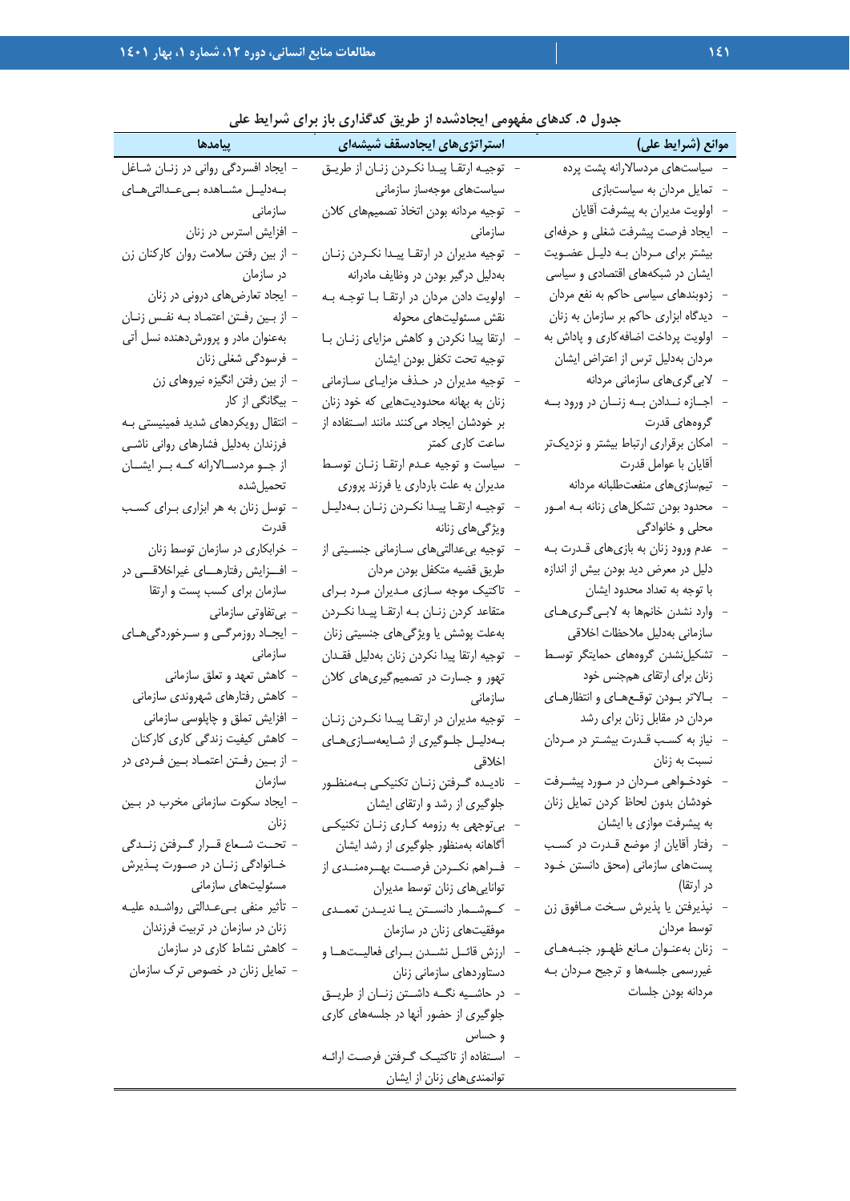**جدول ۵. کدهای مفهومی ایجادشده از طریق کدگذاری باز برای شرایط علی**

| موانع (شرایط علی) | استراتژی‌های ایجادسقف شیشه‌ای | پیامدها |
| --- | --- | --- |
| - سیاست‌های مردسالارانه پشت پرده<br>- تمایل مردان به سیاست‌بازی<br>- اولویت مدیران به پیشرفت آقایان<br>- ایجاد فرصت پیشرفت شغلی و حرفه‌ای بیشتر برای مردان به دلیل عضویت ایشان در شبکه‌های اقتصادی و سیاسی<br>- زدوبندهای سیاسی حاکم به نفع مردان<br>- دیدگاه ابزاری حاکم بر سازمان به زنان<br>- اولویت پرداخت اضافه‌کاری و پاداش به مردان به‌دلیل ترس از اعتراض ایشان<br>- لابی‌گری‌های سازمانی مردانه<br>- اجازه ندادن به زنان در ورود به گروه‌های قدرت<br>- امکان برقراری ارتباط بیشتر و نزدیک‌تر آقایان با عوامل قدرت<br>- تیم‌سازی‌های منفعت‌طلبانه مردانه<br>- محدود بودن تشکل‌های زنانه به امور محلی و خانوادگی<br>- عدم ورود زنان به بازی‌های قدرت به دلیل در معرض دید بودن بیش از اندازه با توجه به تعداد محدود ایشان<br>- وارد نشدن خانم‌ها به لابی‌گری‌های سازمانی به‌دلیل ملاحظات اخلاقی<br>- تشکیل‌نشدن گروه‌های حمایتگر توسط زنان برای ارتقای هم‌جنس خود<br>- بالاتر بودن توقع‌های و انتظارهای مردان در مقابل زنان برای رشد<br>- نیاز به کسب قدرت بیشتر در مردان نسبت به زنان<br>- خودخواهی مردان در مورد پیشرفت خودشان بدون لحاظ کردن تمایل زنان به پیشرفت موازی با ایشان<br>- رفتار آقایان از موضع قدرت در کسب پست‌های سازمانی (محق دانستن خود در ارتقا)<br>- نپذیرفتن یا پذیرش سخت مافوق زن توسط مردان<br>- زنان به‌عنوان مانع ظهور جنبه‌های غیررسمی جلسه‌ها و ترجیح مردان به مردانه بودن جلسات | - توجیه ارتقا پیدا نکردن زنان از طریق سیاست‌های موجه‌ساز سازمانی<br>- توجیه مردانه بودن اتخاذ تصمیم‌های کلان سازمانی<br>- توجیه مدیران در ارتقا پیدا نکردن زنان به‌دلیل درگیر بودن در وظایف مادرانه<br>- اولویت دادن مردان در ارتقا با توجه به نقش مسئولیت‌های محوله<br>- ارتقا پیدا نکردن و کاهش مزایای زنان با توجه تحت تکفل بودن ایشان<br>- توجیه مدیران در حذف مزایای سازمانی زنان به بهانه محدودیت‌هایی که خود زنان بر خودشان ایجاد می‌کنند مانند استفاده از ساعت کاری کمتر<br>- سیاست و توجیه عدم ارتقا زنان توسط مدیران به علت بارداری یا فرزند پروری<br>- توجیه ارتقا پیدا نکردن زنان به‌دلیل ویژگی‌های زنانه<br>- توجیه بی‌عدالتی‌های سازمانی جنسیتی از طریق قضیه متکفل بودن مردان<br>- تاکتیک موجه سازی مدیران مرد برای متقاعد کردن زنان به ارتقا پیدا نکردن به‌علت پوشش یا ویژگی‌های جنسیتی زنان<br>- توجیه ارتقا پیدا نکردن زنان به‌دلیل فقدان تهور و جسارت در تصمیم‌گیری‌های کلان سازمانی<br>- توجیه مدیران در ارتقا پیدا نکردن زنان به‌دلیل جلوگیری از شایعه‌سازی‌های اخلاقی<br>- نادیده گرفتن زنان تکنیکی به‌منظور جلوگیری از رشد و ارتقای ایشان<br>- بی‌توجهی به رزومه کاری زنان تکنیکی آگاهانه به‌منظور جلوگیری از رشد ایشان<br>- فراهم نکردن فرصت بهره‌مندی از توانایی‌های زنان توسط مدیران<br>- کم‌شمار دانستن یا ندیدن تعمدی موفقیت‌های زنان در سازمان<br>- ارزش قائل نشدن برای فعالیت‌ها و دستاوردهای سازمانی زنان<br>- در حاشیه نگه داشتن زنان از طریق جلوگیری از حضور آنها در جلسه‌های کاری و حساس<br>- استفاده از تاکتیک گرفتن فرصت ارائه توانمندی‌های زنان از ایشان | - ایجاد افسردگی روانی در زنان شاغل به‌دلیل مشاهده بی‌عدالتی‌های سازمانی<br>- افزایش استرس در زنان<br>- از بین رفتن سلامت روان کارکنان زن در سازمان<br>- ایجاد تعارض‌های درونی در زنان<br>- از بین رفتن اعتماد به نفس زنان به‌عنوان مادر و پرورش‌دهنده نسل آتی<br>- فرسودگی شغلی زنان<br>- از بین رفتن انگیزه نیروهای زن<br>- بیگانگی از کار<br>- انتقال رویکردهای شدید فمینیستی به فرزندان به‌دلیل فشارهای روانی ناشی از جو مردسالارانه که بر ایشان تحمیل‌شده<br>- توسل زنان به هر ابزاری برای کسب قدرت<br>- خرابکاری در سازمان توسط زنان<br>- افزایش رفتارهای غیراخلاقی در سازمان برای کسب پست و ارتقا<br>- بی‌تفاوتی سازمانی<br>- ایجاد روزمرگی و سرخوردگی‌های سازمانی<br>- کاهش تعهد و تعلق سازمانی<br>- کاهش رفتارهای شهروندی سازمانی<br>- افزایش تملق و چاپلوسی سازمانی<br>- کاهش کیفیت زندگی کاری کارکنان<br>- از بین رفتن اعتماد بین فردی در سازمان<br>- ایجاد سکوت سازمانی مخرب در بین زنان<br>- تحت شعاع قرار گرفتن زندگی خانوادگی زنان در صورت پذیرش مسئولیت‌های سازمانی<br>- تأثیر منفی بی‌عدالتی رواشده علیه زنان در سازمان در تربیت فرزندان<br>- کاهش نشاط کاری در سازمان<br>- تمایل زنان در خصوص ترک سازمان |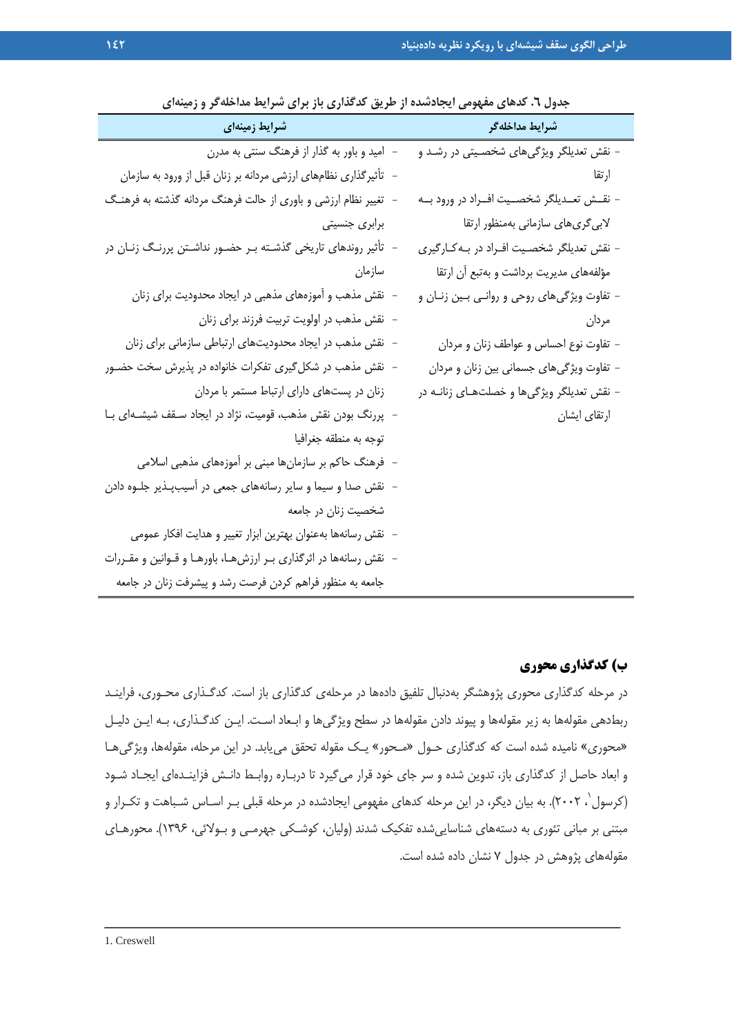جدول ٦. کدهای مفهومی ایجادشده از طریق کدگذاری باز برای شرایط مداخله‌گر و زمینه‌ای

| شرایط مداخله‌گر | شرایط زمینه‌ای |
|---|---|
| - نقش تعدیلگر ویژگی‌های شخصیتی در رشد و ارتقا | - امید و باور به گذار از فرهنگ سنتی به مدرن |
| - نقش تعدیلگر شخصیت افراد در ورود به لابی‌گری‌های سازمانی به‌منظور ارتقا | - تأثیرگذاری نظام‌های ارزشی مردانه بر زنان قبل از ورود به سازمان |
| - نقش تعدیلگر شخصیت افراد در به‌کارگیری مؤلفه‌های مدیریت برداشت و به‌تبع آن ارتقا | - تغییر نظام ارزشی و باوری از حالت فرهنگ مردانه گذشته به فرهنگ برابری جنسیتی |
| - تفاوت ویژگی‌های روحی و روانی بین زنان و مردان | - تأثیر روندهای تاریخی گذشته بر حضور نداشتن پررنگ زنان در سازمان |
| - تفاوت نوع احساس و عواطف زنان و مردان | - نقش مذهب و آموزه‌های مذهبی در ایجاد محدودیت برای زنان |
| - تفاوت ویژگی‌های جسمانی بین زنان و مردان | - نقش مذهب در اولویت تربیت فرزند برای زنان |
| - نقش تعدیلگر ویژگی‌ها و خصلت‌های زنانه در ارتقای ایشان | - نقش مذهب در ایجاد محدودیت‌های ارتباطی سازمانی برای زنان |
| | - نقش مذهب در شکل‌گیری تفکرات خانواده در پذیرش سخت حضور زنان در پست‌های دارای ارتباط مستمر با مردان |
| | - پررنگ بودن نقش مذهب، قومیت، نژاد در ایجاد سقف شیشه‌ای با توجه به منطقه جغرافیا |
| | - فرهنگ حاکم بر سازمان‌ها مبنی بر آموزه‌های مذهبی اسلامی |
| | - نقش صدا و سیما و سایر رسانه‌های جمعی در آسیب‌پذیر جلوه دادن شخصیت زنان در جامعه |
| | - نقش رسانه‌ها به‌عنوان بهترین ابزار تغییر و هدایت افکار عمومی |
| | - نقش رسانه‌ها در اثرگذاری بر ارزش‌ها، باورها و قوانین و مقررات جامعه به منظور فراهم کردن فرصت رشد و پیشرفت زنان در جامعه |

### ب) کدگذاری محوری

در مرحله کدگذاری محوری پژوهشگر به‌دنبال تلفیق داده‌ها در مرحله‌ی کدگذاری باز است. کدگذاری محوری، فرایند ربط‌دهی مقوله‌ها به زیر مقوله‌ها و پیوند دادن مقوله‌ها در سطح ویژگی‌ها و ابعاد است. این کدگذاری، به این دلیل «محوری» نامیده شده است که کدگذاری حول «محور» یک مقوله تحقق می‌یابد. در این مرحله، مقوله‌ها، ویژگی‌ها و ابعاد حاصل از کدگذاری باز، تدوین شده و سر جای خود قرار می‌گیرد تا درباره روابط دانش فزاینده‌ای ایجاد شود (کرسول[1]، ۲۰۰۲). به بیان دیگر، در این مرحله کدهای مفهومی ایجادشده در مرحله قبلی بر اساس شباهت و تکرار و مبتنی بر مبانی تئوری به دسته‌های شناسایی‌شده تفکیک شدند (ولیان، کوشکی جهرمی و بولائی، ۱۳۹۶). محورهای مقوله‌های پژوهش در جدول ۷ نشان داده شده است.

1. Creswell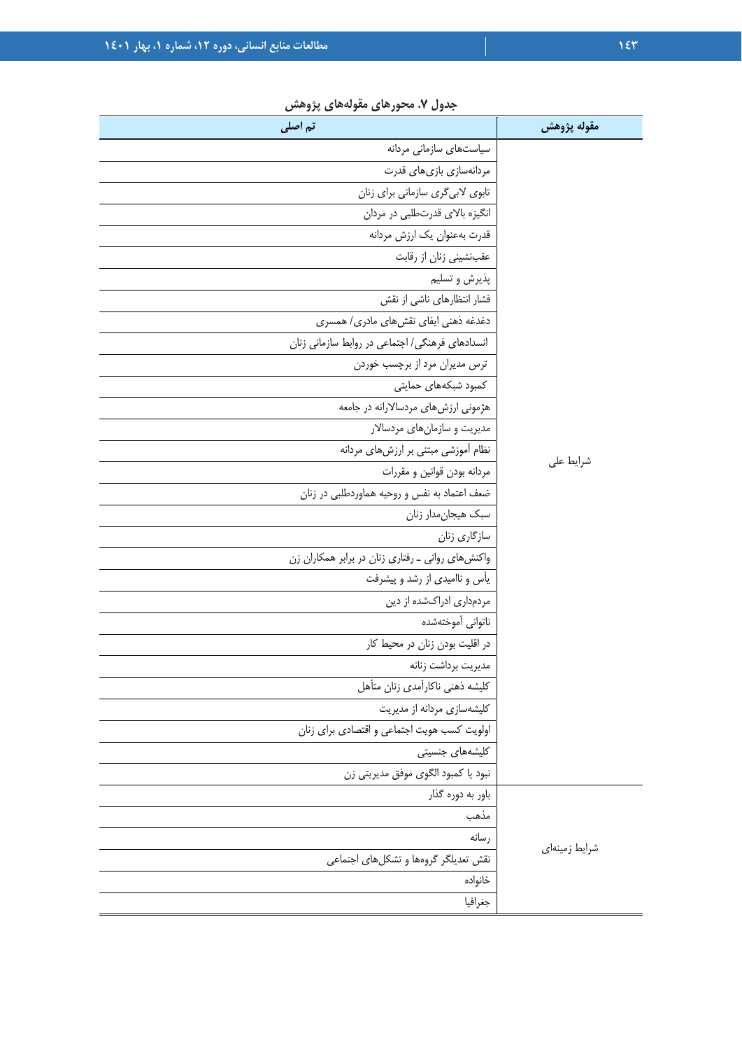**جدول ۷. محورهای مقوله‌های پژوهش**

| مقوله پژوهش | تم اصلی |
| --- | --- |
| شرایط علی | سیاست‌های سازمانی مردانه |
| | مردانه‌سازی بازی‌های قدرت |
| | تابوی لابی‌گری سازمانی برای زنان |
| | انگیزه بالای قدرت‌طلبی در مردان |
| | قدرت به‌عنوان یک ارزش مردانه |
| | عقب‌نشینی زنان از رقابت |
| | پذیرش و تسلیم |
| | فشار انتظارهای ناشی از نقش |
| | دغدغه ذهنی ایفای نقش‌های مادری/ همسری |
| | انسدادهای فرهنگی/ اجتماعی در روابط سازمانی زنان |
| | ترس مدیران مرد از برچسب خوردن |
| | کمبود شبکه‌های حمایتی |
| | هژمونی ارزش‌های مردسالارانه در جامعه |
| | مدیریت و سازمان‌های مردسالار |
| | نظام آموزشی مبتنی بر ارزش‌های مردانه |
| | مردانه بودن قوانین و مقررات |
| | ضعف اعتماد به نفس و روحیه هماوردطلبی در زنان |
| | سبک هیجان‌مدار زنان |
| | سازگاری زنان |
| | واکنش‌های روانی ـ رفتاری زنان در برابر همکاران زن |
| | یأس و ناامیدی از رشد و پیشرفت |
| | مردمداری ادراک‌شده از دین |
| | ناتوانی آموخته‌شده |
| | در اقلیت بودن زنان در محیط کار |
| | مدیریت برداشت زنانه |
| | کلیشه ذهنی ناکارآمدی زنان متأهل |
| | کلیشه‌سازی مردانه از مدیریت |
| | اولویت کسب هویت اجتماعی و اقتصادی برای زنان |
| | کلیشه‌های جنسیتی |
| | نبود یا کمبود الگوی موفق مدیریتی زن |
| شرایط زمینه‌ای | باور به دوره گذار |
| | مذهب |
| | رسانه |
| | نقش تعدیلگر گروه‌ها و تشکل‌های اجتماعی |
| | خانواده |
| | جغرافیا |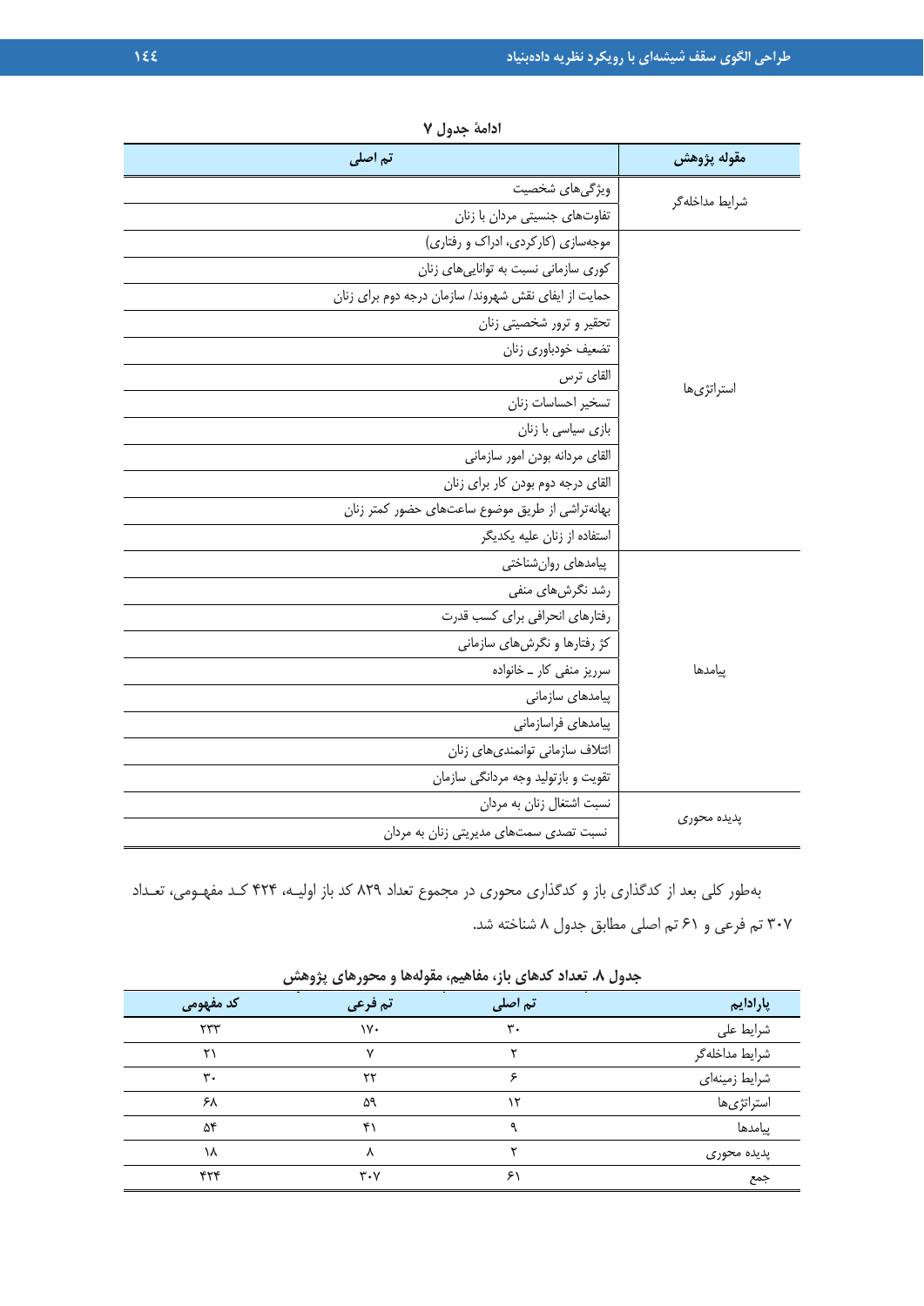**ادامهٔ جدول ۷**

| مقوله پژوهش | تم اصلی |
| --- | --- |
| شرایط مداخله‌گر | ویژگی‌های شخصیت |
| | تفاوت‌های جنسیتی مردان با زنان |
| استراتژی‌ها | موجه‌سازی (کارکردی، ادراک و رفتاری) |
| | کوری سازمانی نسبت به توانایی‌های زنان |
| | حمایت از ایفای نقش شهروند/ سازمان درجه دوم برای زنان |
| | تحقیر و ترور شخصیتی زنان |
| | تضعیف خودباوری زنان |
| | القای ترس |
| | تسخیر احساسات زنان |
| | بازی سیاسی با زنان |
| | القای مردانه بودن امور سازمانی |
| | القای درجه دوم بودن کار برای زنان |
| | بهانه‌تراشی از طریق موضوع ساعت‌های حضور کمتر زنان |
| | استفاده از زنان علیه یکدیگر |
| پیامدها | پیامدهای روان‌شناختی |
| | رشد نگرش‌های منفی |
| | رفتارهای انحرافی برای کسب قدرت |
| | کژ رفتارها و نگرش‌های سازمانی |
| | سرریز منفی کار ـ خانواده |
| | پیامدهای سازمانی |
| | پیامدهای فراسازمانی |
| | ائتلاف سازمانی توانمندی‌های زنان |
| | تقویت و بازتولید وجه مردانگی سازمان |
| پدیده محوری | نسبت اشتغال زنان به مردان |
| | نسبت تصدی سمت‌های مدیریتی زنان به مردان |

به‌طور کلی بعد از کدگذاری باز و کدگذاری محوری در مجموع تعداد ۸۲۹ کد باز اولیه، ۴۲۴ کد مفهومی، تعداد ۳۰۷ تم فرعی و ۶۱ تم اصلی مطابق جدول ۸ شناخته شد.

**جدول ۸. تعداد کدهای باز، مفاهیم، مقوله‌ها و محورهای پژوهش**

| پارادایم | تم اصلی | تم فرعی | کد مفهومی |
| --- | --- | --- | --- |
| شرایط علی | ۳۰ | ۱۷۰ | ۲۳۳ |
| شرایط مداخله‌گر | ۲ | ۷ | ۲۱ |
| شرایط زمینه‌ای | ۶ | ۲۲ | ۳۰ |
| استراتژی‌ها | ۱۲ | ۵۹ | ۶۸ |
| پیامدها | ۹ | ۴۱ | ۵۴ |
| پدیده محوری | ۲ | ۸ | ۱۸ |
| جمع | ۶۱ | ۳۰۷ | ۴۲۴ |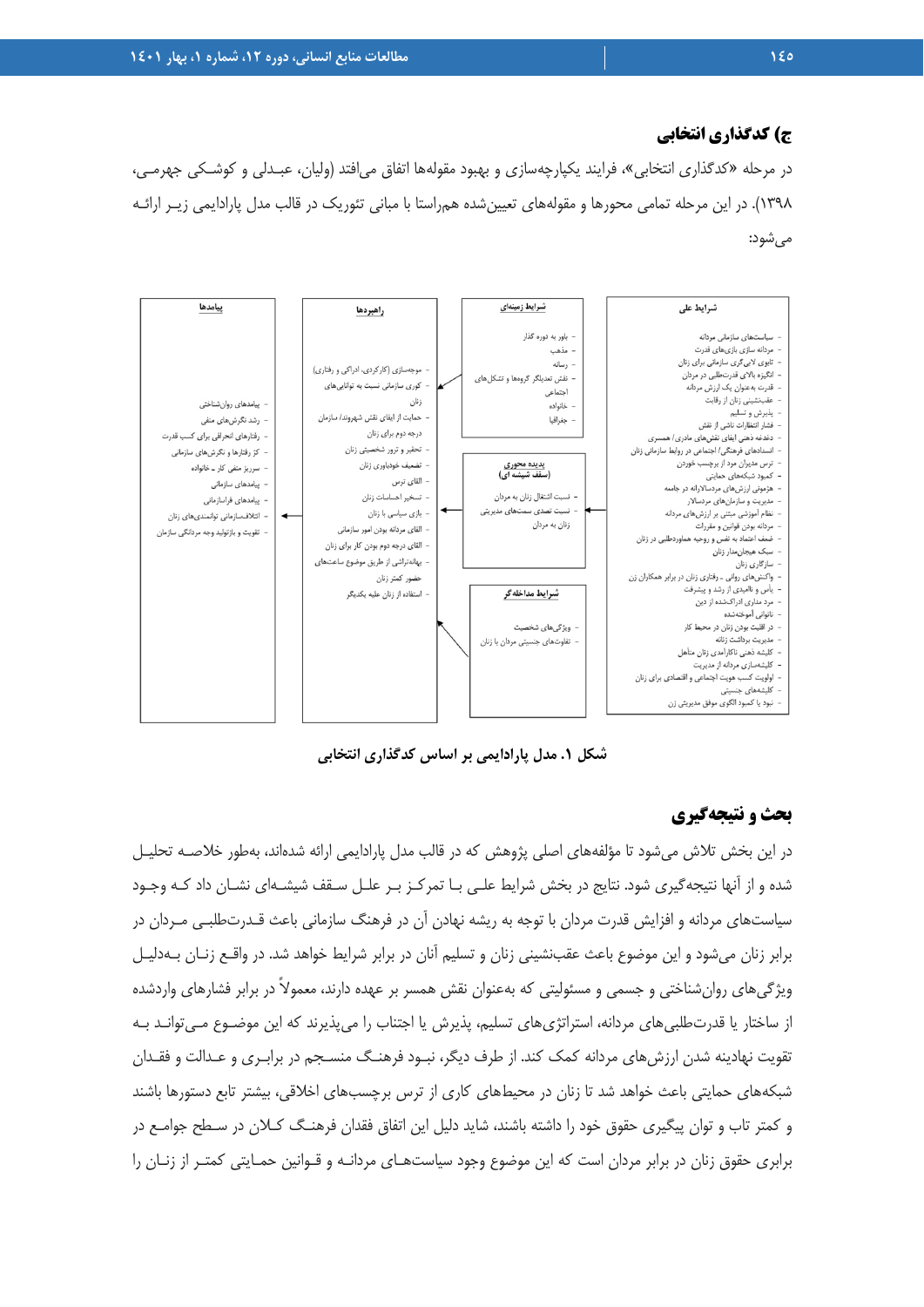### ج) کدگذاری انتخابی

در مرحله «کدگذاری انتخابی»، فرایند یکپارچه‌سازی و بهبود مقوله‌ها اتفاق می‌افتد (ولیان، عبدلی و کوشکی جهرمی، ۱۳۹۸). در این مرحله تمامی محورها و مقوله‌های تعیین‌شده همراستا با مبانی تئوریک در قالب مدل پارادایمی زیر ارائه می‌شود:

**شرایط علی**
- سیاست‌های سازمانی مردانه
- مردانه سازی بازی‌های قدرت
- تابوی لابی‌گری سازمانی برای زنان
- انگیزه بالای قدرت‌طلبی در مردان
- قدرت به‌عنوان یک ارزش مردانه
- عقب‌نشینی زنان از رقابت
- پذیرش و تسلیم
- فشار انتظارات ناشی از نقش
- دغدغه ذهنی ایفای نقش‌های مادری/ همسری
- انسدادهای فرهنگی/ اجتماعی در روابط سازمانی زنان
- ترس مدیران مرد از برچسب خوردن
- کمبود شبکه‌های حمایتی
- هژمونی ارزش‌های مردسالارانه در جامعه
- مدیریت و سازمان‌های مردسالار
- نظام آموزشی مبتنی بر ارزش‌های مردانه
- مردانه بودن قوانین و مقررات
- ضعف اعتماد به نفس و روحیه همطرازطلبی در زنان
- سبک هیجان‌مدار زنان
- سازگاری زنان
- واکنش‌های روانی ـ رفتاری زنان در برابر همکاران زن
- یأس و ناامیدی از رشد و پیشرفت
- مرد مداری ادراک‌شده از دین
- ناتوانی آموخته‌شده
- در اقلیت بودن زنان در محیط کار
- مدیریت برداشت زنانه
- کلیشه ذهنی ناکارآمدی زنان متأهل
- کلیشه‌سازی مردانه از مدیریت
- اولویت کسب هویت اجتماعی و اقتصادی برای زنان
- کلیشه‌های جنسیتی
- نبود یا کمبود الگوی موفق مدیریتی زن

**شرایط زمینه‌ای**
- باور به دوره گذار
- مذهب
- رسانه
- نقش تعدیلگر گروه‌ها و تشکل‌های اجتماعی
- خانواده
- جغرافیا

**پدیده محوری (سقف شیشه‌ای)**
- نسبت اشتغال زنان به مردان
- نسبت تصدی سمت‌های مدیریتی زنان به مردان

**شرایط مداخله‌گر**
- ویژگی‌های شخصیت
- تفاوت‌های جنسیتی مردان با زنان

**راهبردها**
- موجه‌سازی (کارکردی، ادراکی و رفتاری)
- کوری سازمانی نسبت به توانایی‌های زنان
- حمایت از ایفای نقش شهروند/ سازمان
- درجه دوم برای زنان
- تحقیر و ترور شخصیتی زنان
- تضعیف خودباوری زنان
- القای ترس
- تسخیر احساسات زنان
- بازی سیاسی با زنان
- القای مردانه بودن امور سازمانی
- القای درجه دوم بودن کار برای زنان
- بهانه‌تراشی از طریق موضوع ساعت‌های حضور کمتر زنان
- استفاده از زنان علیه یکدیگر

**پیامدها**
- پیامدهای روان‌شناختی
- رشد نگرش‌های منفی
- رفتارهای انحرافی برای کسب قدرت
- کژ رفتارها و نگرش‌های سازمانی
- سرریز منفی کار ـ خانواده
- پیامدهای سازمانی
- پیامدهای فراسازمانی
- اتلاف‌سازمانی توانمندی‌های زنان
- تقویت و بازتولید وجه مردانگی سازمان

**شکل ۱. مدل پارادایمی بر اساس کدگذاری انتخابی**

## بحث و نتیجه‌گیری

در این بخش تلاش می‌شود تا مؤلفه‌های اصلی پژوهش که در قالب مدل پارادایمی ارائه شده‌اند، به‌طور خلاصه تحلیل شده و از آن‌ها نتیجه‌گیری شود. نتایج در بخش شرایط علی با تمرکز بر علل سقف شیشه‌ای نشان داد که وجود سیاست‌های مردانه و افزایش قدرت مردان با توجه به ریشه نهادن آن در فرهنگ سازمانی باعث قدرت‌طلبی مردان در برابر زنان می‌شود و این موضوع باعث عقب‌نشینی زنان و تسلیم آنان در برابر شرایط خواهد شد. در واقع زنان به‌دلیل ویژگی‌های روان‌شناختی و جسمی و مسئولیتی که به‌عنوان نقش همسر بر عهده دارند، معمولاً در برابر فشارهای واردشده از ساختار یا قدرت‌طلبی‌های مردانه، استراتژی‌های تسلیم، پذیرش یا اجتناب را می‌پذیرند که این موضوع می‌تواند به تقویت نهادینه شدن ارزش‌های مردانه کمک کند. از طرف دیگر، نبود فرهنگ منسجم در برابری و عدالت و فقدان شبکه‌های حمایتی باعث خواهد شد تا زنان در محیط‌های کاری از ترس برچسب‌های اخلاقی، بیشتر تابع دستورها باشند و کمتر تاب و توان پیگیری حقوق خود را داشته باشند، شاید دلیل این اتفاق فقدان فرهنگ کلان در سطح جوامع در برابری حقوق زنان در برابر مردان است که این موضوع وجود سیاست‌های مردانه و قوانین حمایتی کمتر از زنان را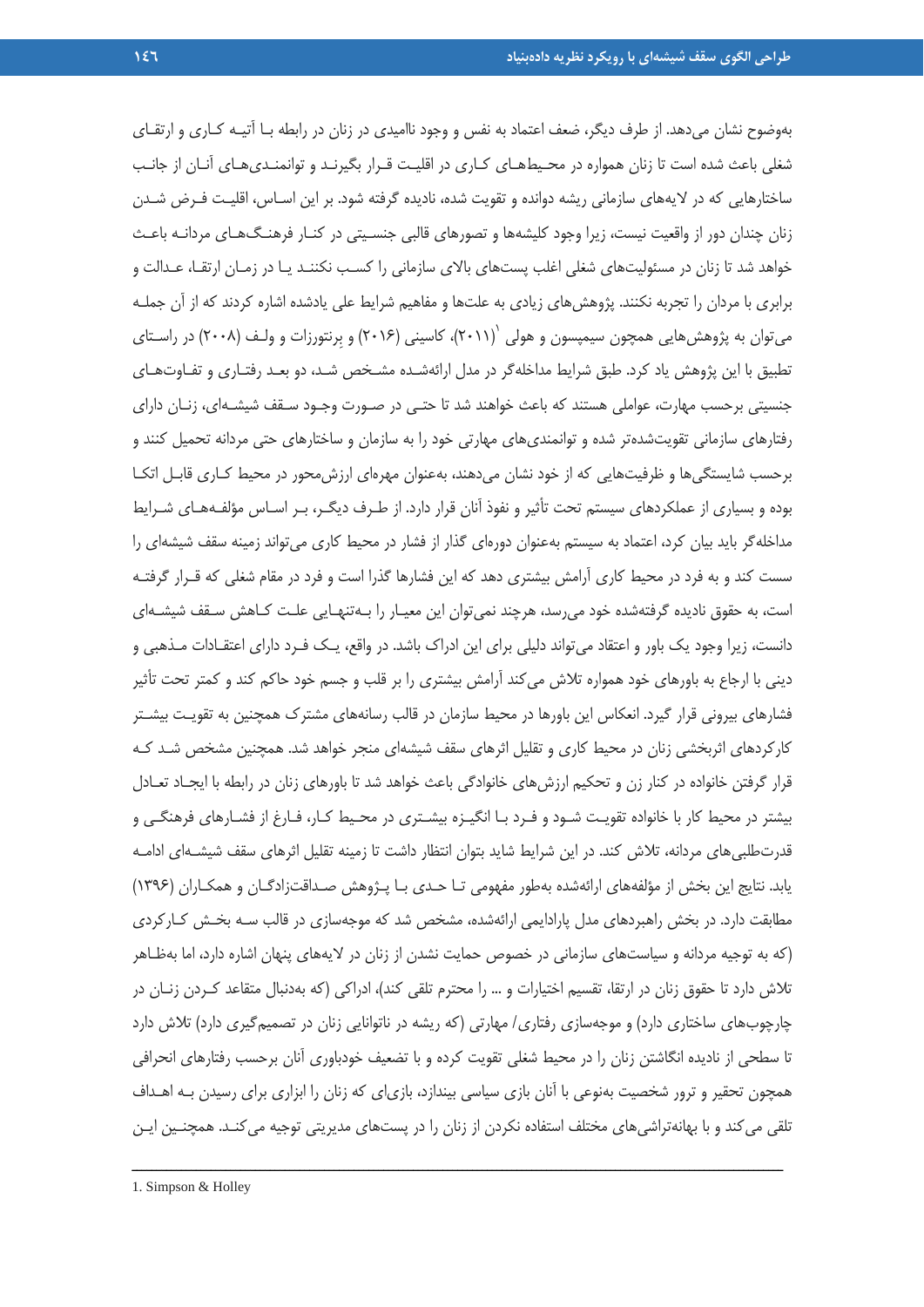به‌وضوح نشان می‌دهد. از طرف دیگر، ضعف اعتماد به نفس و وجود ناامیدی در زنان در رابطه با آتیه کاری و ارتقای شغلی باعث شده است تا زنان همواره در محیط‌های کاری در اقلیت قرار بگیرند و توانمندی‌های آنان از جانب ساختارهایی که در لایه‌های سازمانی ریشه دوانده و تقویت شده، نادیده گرفته شود. بر این اساس، اقلیت فرض شدن زنان چندان دور از واقعیت نیست، زیرا وجود کلیشه‌ها و تصورهای قالبی جنسیتی در کنار فرهنگ‌های مردانه باعث خواهد شد تا زنان در مسئولیت‌های شغلی اغلب پست‌های بالای سازمانی را کسب نکنند یا در زمان ارتقا، عدالت و برابری با مردان را تجربه نکنند. پژوهش‌های زیادی به علت‌ها و مفاهیم شرایط علی یادشده اشاره کردند که از آن جمله می‌توان به پژوهش‌هایی همچون سیمپسون و هولی[1] (۲۰۱۱)، کاسینی (۲۰۱۶) و پرنتورزات و ولف (۲۰۰۸) در راستای تطبیق با این پژوهش یاد کرد. طبق شرایط مداخله‌گر در مدل ارائه‌شده مشخص شد، دو بعد رفتاری و تفاوت‌های جنسیتی برحسب مهارت، عواملی هستند که باعث خواهند شد تا حتی در صورت وجود سقف شیشه‌ای، زنان دارای رفتارهای سازمانی تقویت‌شده‌تر شده و توانمندی‌های مهارتی خود را به سازمان و ساختارهای حتی مردانه تحمیل کنند و برحسب شایستگی‌ها و ظرفیت‌هایی که از خود نشان می‌دهند، به‌عنوان مهره‌ای ارزش‌محور در محیط کاری قابل اتکا بوده و بسیاری از عملکردهای سیستم تحت تأثیر و نفوذ آنان قرار دارد. از طرف دیگر، بر اساس مؤلفه‌های شرایط مداخله‌گر باید بیان کرد، اعتماد به سیستم به‌عنوان دوره‌ای گذار از فشار در محیط کاری می‌تواند زمینه سقف شیشه‌ای را سست کند و به فرد در محیط کاری آرامش بیشتری دهد که این فشارها گذرا است و فرد در مقام شغلی که قرار گرفته است، به حقوق نادیده گرفته‌شده خود می‌رسد، هرچند نمی‌توان این معیار را به‌تنهایی علت کاهش سقف شیشه‌ای دانست، زیرا وجود یک باور و اعتقاد می‌تواند دلیلی برای این ادراک باشد. در واقع، یک فرد دارای اعتقادات مذهبی و دینی با ارجاع به باورهای خود همواره تلاش می‌کند آرامش بیشتری را بر قلب و جسم خود حاکم کند و کمتر تحت تأثیر فشارهای بیرونی قرار گیرد. انعکاس این باورها در محیط سازمان در قالب رسانه‌های مشترک همچنین به تقویت بیشتر کارکردهای اثربخشی زنان در محیط کاری و تقلیل اثرهای سقف شیشه‌ای منجر خواهد شد. همچنین مشخص شد که قرار گرفتن خانواده در کنار زن و تحکیم ارزش‌های خانوادگی باعث خواهد شد تا باورهای زنان در رابطه با ایجاد تعادل بیشتر در محیط کار با خانواده تقویت شود و فرد با انگیزه بیشتری در محیط کار، فارغ از فشارهای فرهنگی و قدرت‌طلبی‌های مردانه، تلاش کند. در این شرایط شاید بتوان انتظار داشت تا زمینه تقلیل اثرهای سقف شیشه‌ای ادامه یابد. نتایج این بخش از مؤلفه‌های ارائه‌شده به‌طور مفهومی تا حدی با پژوهش صداقت‌زادگان و همکاران (۱۳۹۶) مطابقت دارد. در بخش راهبردهای مدل پارادایمی ارائه‌شده، مشخص شد که موجه‌سازی در قالب سه بخش کارکردی (که به توجیه مردانه و سیاست‌های سازمانی در خصوص حمایت نشدن از زنان در لایه‌های پنهان اشاره دارد، اما به‌ظاهر تلاش دارد تا حقوق زنان در ارتقا، تقسیم اختیارات و ... را محترم تلقی کند)، ادراکی (که به‌دنبال متقاعد کردن زنان در چارچوب‌های ساختاری دارد) و موجه‌سازی رفتاری/ مهارتی (که ریشه در ناتوانایی زنان در تصمیم‌گیری دارد) تلاش دارد تا سطحی از نادیده انگاشتن زنان را در محیط شغلی تقویت کرده و با تضعیف خودباوری آنان برحسب رفتارهای انحرافی همچون تحقیر و ترور شخصیت به‌نوعی با آنان بازی سیاسی بیندازد، بازی‌ای که زنان را ابزاری برای رسیدن به اهداف تلقی می‌کند و با بهانه‌تراشی‌های مختلف استفاده نکردن از زنان در پست‌های مدیریتی توجیه می‌کند. همچنین این

---

1. Simpson & Holley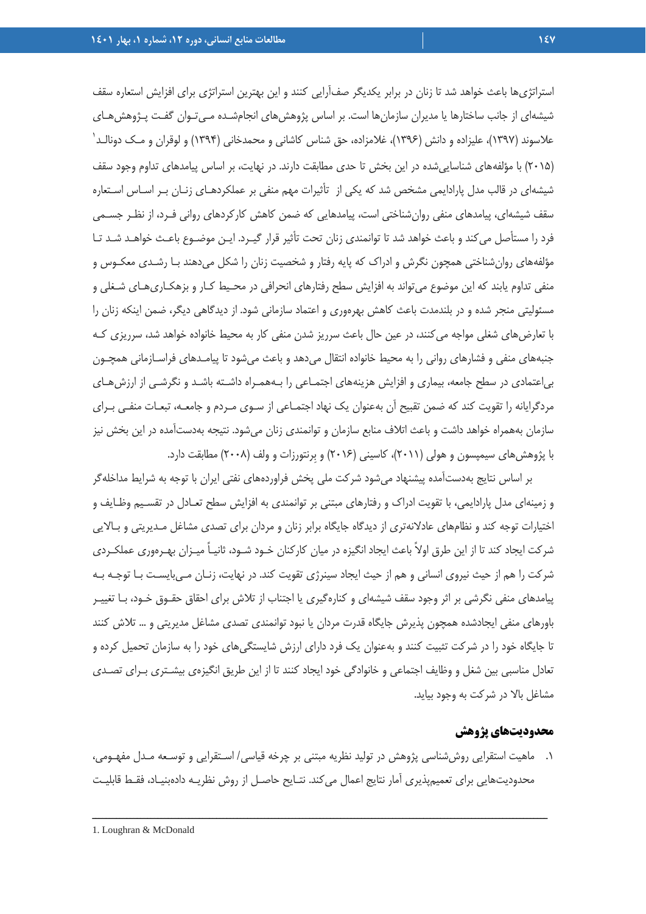استراتژی‌ها باعث خواهد شد تا زنان در برابر یکدیگر صف‌آرایی کنند و این بهترین استراتژی برای افزایش استعاره سقف شیشه‌ای از جانب ساختارها یا مدیران سازمان‌ها است. بر اساس پژوهش‌های انجام‌شده می‌توان گفت پژوهش‌های علاسوند (۱۳۹۷)، علیزاده و دانش (۱۳۹۶)، غلامزاده، حق شناس کاشانی و محمدخانی (۱۳۹۴) و لوقران و مک دونالد[1] (۲۰۱۵) با مؤلفه‌های شناسایی‌شده در این بخش تا حدی مطابقت دارند. در نهایت، بر اساس پیامدهای تداوم وجود سقف شیشه‌ای در قالب مدل پارادایمی مشخص شد که یکی از تأثیرات مهم منفی بر عملکردهای زنان بر اساس استعاره سقف شیشه‌ای، پیامدهای منفی روان‌شناختی است، پیامدهایی که ضمن کاهش کارکردهای روانی فرد، از نظر جسمی فرد را مستأصل می‌کند و باعث خواهد شد تا توانمندی زنان تحت تأثیر قرار گیرد. این موضوع باعث خواهد شد تا مؤلفه‌های روان‌شناختی همچون نگرش و ادراک که پایه رفتار و شخصیت زنان را شکل می‌دهند با رشدی معکوس و منفی تداوم یابند که این موضوع می‌تواند به افزایش سطح رفتارهای انحرافی در محیط کار و بزهکاری‌های شغلی و مسئولیتی منجر شده و در بلندمدت باعث کاهش بهره‌وری و اعتماد سازمانی شود. از دیدگاهی دیگر، ضمن اینکه زنان را با تعارض‌های شغلی مواجه می‌کنند، در عین حال باعث سرریز شدن منفی کار به محیط خانواده خواهد شد، سرریزی که جنبه‌های منفی و فشارهای روانی را به محیط خانواده انتقال می‌دهد و باعث می‌شود تا پیامدهای فراسازمانی همچون بی‌اعتمادی در سطح جامعه، بیماری و افزایش هزینه‌های اجتماعی را به‌همراه داشته باشد و نگرشی از ارزش‌های مردگرایانه را تقویت کند که ضمن تقبیح آن به‌عنوان یک نهاد اجتماعی از سوی مردم و جامعه، تبعات منفی برای سازمان به‌همراه خواهد داشت و باعث ائتلاف منابع سازمان و توانمندی زنان می‌شود. نتیجه به‌دست‌آمده در این بخش نیز با پژوهش‌های سیمپسون و هولی (۲۰۱۱)، کاسینی (۲۰۱۶) و برنتورزات و ولف (۲۰۰۸) مطابقت دارد.

بر اساس نتایج به‌دست‌آمده پیشنهاد می‌شود شرکت ملی پخش فراورده‌های نفتی ایران با توجه به شرایط مداخله‌گر و زمینه‌ای مدل پارادایمی، با تقویت ادراک و رفتارهای مبتنی بر توانمندی به افزایش سطح تعادل در تقسیم وظایف و اختیارات توجه کند و نظام‌های عادلانه‌تری از دیدگاه جایگاه برابر زنان و مردان برای تصدی مشاغل مدیریتی و بالای شرکت ایجاد کند تا از این طرق اولاً باعث ایجاد انگیزه در میان کارکنان خود شود، ثانیاً میزان بهره‌وری عملکردی شرکت را هم از حیث نیروی انسانی و هم از حیث ایجاد سینرژی تقویت کند. در نهایت، زنان می‌بایست با توجه به پیامدهای منفی نگرشی بر اثر وجود سقف شیشه‌ای و کناره‌گیری یا اجتناب از تلاش برای احقاق حقوق خود، با تغییر باورهای منفی ایجادشده همچون پذیرش جایگاه قدرت مردان یا نبود توانمندی تصدی مشاغل مدیریتی و ... تلاش کنند تا جایگاه خود را در شرکت تثبیت کنند و به‌عنوان یک فرد دارای ارزش شایستگی‌های خود را به سازمان تحمیل کرده و تعادل مناسبی بین شغل و وظایف اجتماعی و خانوادگی خود ایجاد کنند تا از این طریق انگیزه‌ی بیشتری برای تصدی مشاغل بالا در شرکت به وجود بیاید.

## محدودیت‌های پژوهش

۱. ماهیت استقرایی روش‌شناسی پژوهش در تولید نظریه مبتنی بر چرخه قیاسی/ استقرایی و توسعه مدل مفهومی، محدودیت‌هایی برای تعمیم‌پذیری آمار نتایج اعمال می‌کند. نتایج حاصل از روش نظریه داده‌بنیاد، فقط قابلیت

---

1. Loughran & McDonald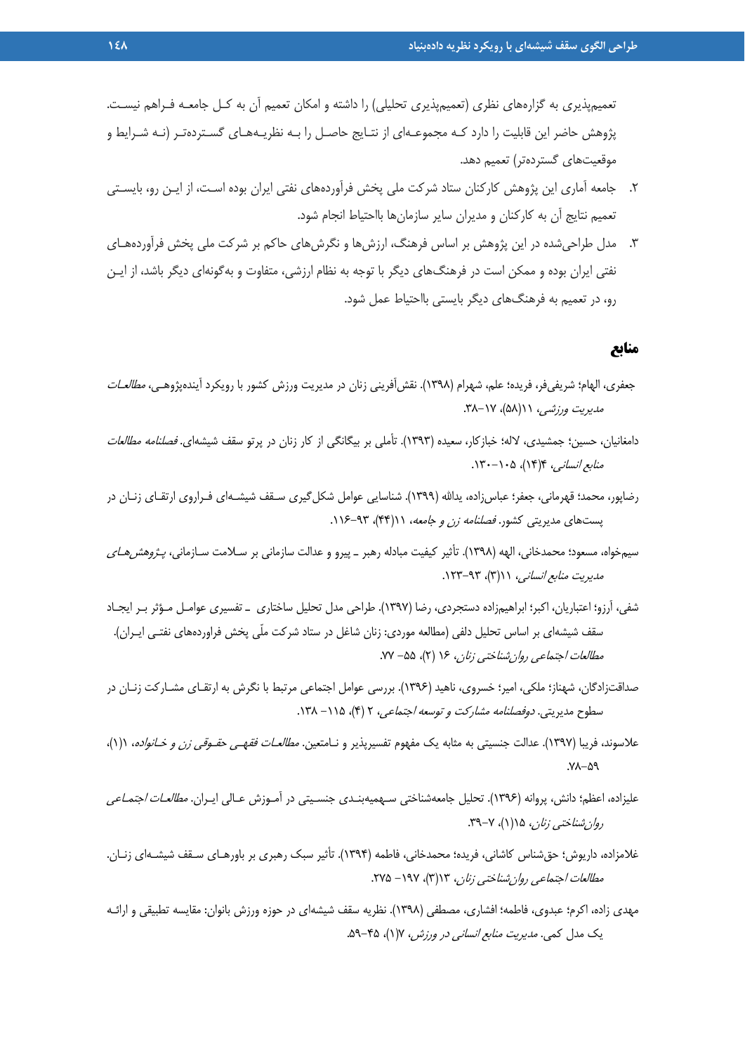تعمیم‌پذیری به گزاره‌های نظری (تعمیم‌پذیری تحلیلی) را داشته و امکان تعمیم آن به کل جامعه فراهم نیست. پژوهش حاضر این قابلیت را دارد که مجموعه‌ای از نتایج حاصل را به نظریه‌های گسترده‌تر (نه شرایط و موقعیت‌های گسترده‌تر) تعمیم دهد.

۲. جامعه آماری این پژوهش کارکنان ستاد شرکت ملی پخش فرآورده‌های نفتی ایران بوده است، از این رو، بایستی تعمیم نتایج آن به کارکنان و مدیران سایر سازمان‌ها بااحتیاط انجام شود.

۳. مدل طراحی‌شده در این پژوهش بر اساس فرهنگ، ارزش‌ها و نگرش‌های حاکم بر شرکت ملی پخش فرآورده‌های نفتی ایران بوده و ممکن است در فرهنگ‌های دیگر با توجه به نظام ارزشی، متفاوت و به‌گونه‌ای دیگر باشد، از این رو، در تعمیم به فرهنگ‌های دیگر بایستی بااحتیاط عمل شود.

## منابع

جعفری، الهام؛ شریفی‌فر، فریده؛ علم، شهرام (۱۳۹۸). نقش‌آفرینی زنان در مدیریت ورزش کشور با رویکرد آینده‌پژوهی، *مطالعات مدیریت ورزشی*، ۱۱(۵۸)، ۱۷–۳۸.

دامغانیان، حسین؛ جمشیدی، لاله؛ خبازکار، سعیده (۱۳۹۳). تأملی بر بیگانگی از کار زنان در پرتو سقف شیشه‌ای. *فصلنامه مطالعات منابع انسانی*، ۴(۱۴)، ۱۰۵–۱۳۰.

رضاپور، محمد؛ قهرمانی، جعفر؛ عباس‌زاده، یدالله (۱۳۹۹). شناسایی عوامل شکل‌گیری سقف شیشه‌ای فراروی ارتقای زنان در پست‌های مدیریتی کشور. *فصلنامه زن و جامعه*، ۱۱(۴۴)، ۹۳–۱۱۶.

سیم‌خواه، مسعود؛ محمدخانی، الهه (۱۳۹۸). تأثیر کیفیت مبادله رهبر ـ پیرو و عدالت سازمانی بر سلامت سازمانی، *پژوهش‌های مدیریت منابع انسانی*، ۱۱(۳)، ۹۳–۱۲۳.

شفی، آرزو؛ اعتباریان، اکبر؛ ابراهیم‌زاده دستجردی، رضا (۱۳۹۷). طراحی مدل تحلیل ساختاری ـ تفسیری عوامل مؤثر بر ایجاد سقف شیشه‌ای بر اساس تحلیل دلفی (مطالعه موردی: زنان شاغل در ستاد شرکت ملّی پخش فراورده‌های نفتی ایران). *مطالعات اجتماعی روان‌شناختی زنان*، ۱۶ (۲)، ۵۵– ۷۷.

صداقت‌زادگان، شهناز؛ ملکی، امیر؛ خسروی، ناهید (۱۳۹۶). بررسی عوامل اجتماعی مرتبط با نگرش به ارتقای مشارکت زنان در سطوح مدیریتی. *دوفصلنامه مشارکت و توسعه اجتماعی*، ۲ (۴)، ۱۱۵– ۱۳۸.

علاسوند، فریبا (۱۳۹۷). عدالت جنسیتی به مثابه یک مفهوم تفسیرپذیر و نامتعین. *مطالعات فقهی حقوقی زن و خانواده*، ۱(۱)، ۵۹–۷۸.

علیزاده، اعظم؛ دانش، پروانه (۱۳۹۶). تحلیل جامعه‌شناختی سهمیه‌بندی جنسیتی در آموزش عالی ایران. *مطالعات اجتماعی روان‌شناختی زنان*، ۱۵(۱)، ۷–۳۹.

غلامزاده، داریوش؛ حق‌شناس کاشانی، فریده؛ محمدخانی، فاطمه (۱۳۹۴). تأثیر سبک رهبری بر باورهای سقف شیشه‌ای زنان. *مطالعات اجتماعی روان‌شناختی زنان*، ۱۳(۳)، ۱۹۷– ۲۷۵.

مهدی زاده، اکرم؛ عبدوی، فاطمه؛ افشاری، مصطفی (۱۳۹۸). نظریه سقف شیشه‌ای در حوزه ورزش بانوان: مقایسه تطبیقی و ارائه یک مدل کمی. *مدیریت منابع انسانی در ورزش*، ۷(۱)، ۴۵–۵۹.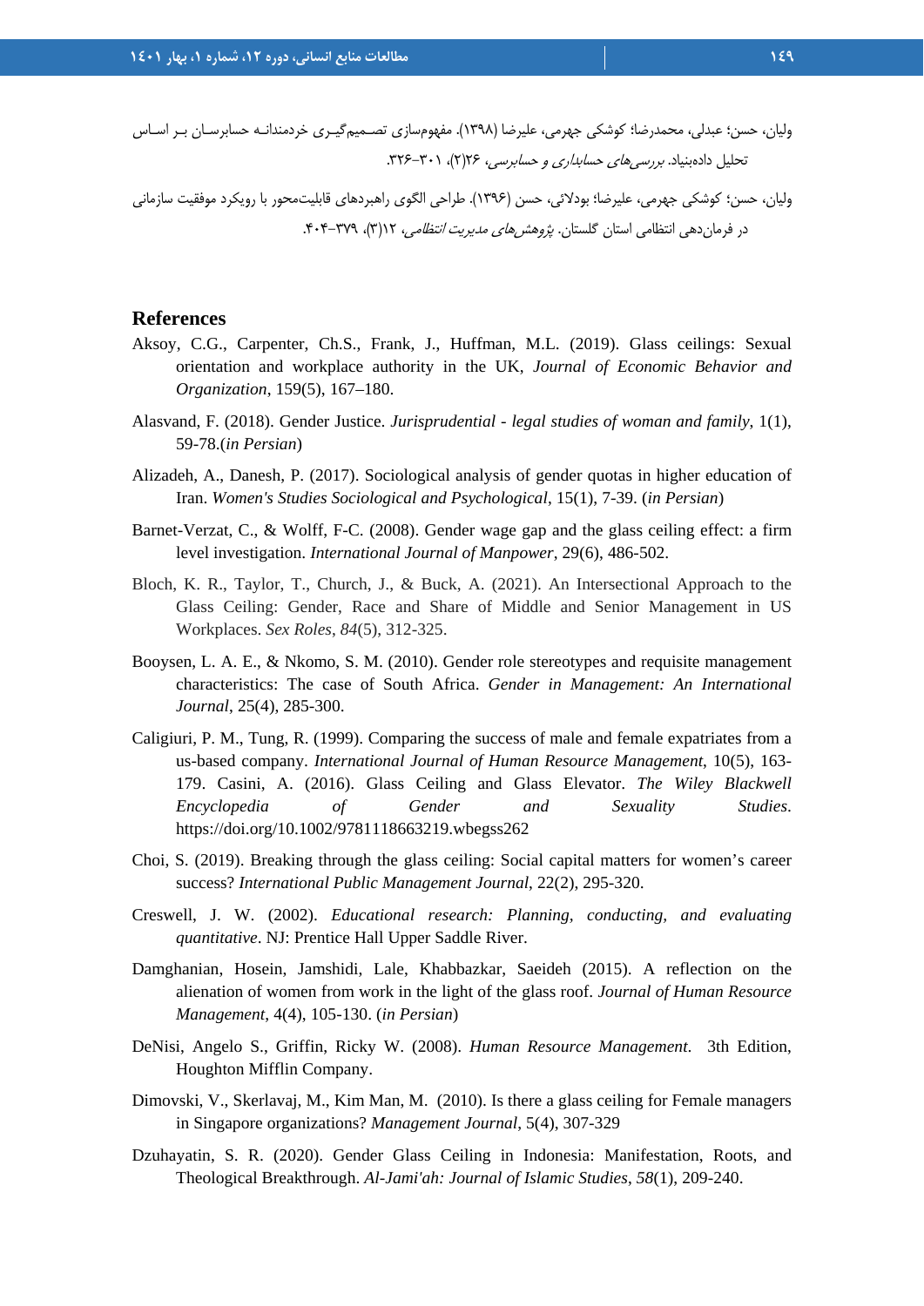ولیان، حسن؛ عبدلی، محمدرضا؛ کوشکی جهرمی، علیرضا (۱۳۹۸). مفهوم‌سازی تصمیم‌گیری خردمندانه حسابرسان بر اساس تحلیل داده‌بنیاد. *بررسی‌های حسابداری و حسابرسی*، ۲۶(۲)، ۳۰۱-۳۲۶.

ولیان، حسن؛ کوشکی جهرمی، علیرضا؛ بودلائی، حسن (۱۳۹۶). طراحی الگوی راهبردهای قابلیت‌محور با رویکرد موفقیت سازمانی در فرمان‌دهی انتظامی استان گلستان. *پژوهش‌های مدیریت انتظامی*، ۱۲(۳)، ۳۷۹-۴۰۴.

## References

Aksoy, C.G., Carpenter, Ch.S., Frank, J., Huffman, M.L. (2019). Glass ceilings: Sexual orientation and workplace authority in the UK, *Journal of Economic Behavior and Organization*, 159(5), 167–180.

Alasvand, F. (2018). Gender Justice. *Jurisprudential - legal studies of woman and family*, 1(1), 59-78.(*in Persian*)

Alizadeh, A., Danesh, P. (2017). Sociological analysis of gender quotas in higher education of Iran. *Women's Studies Sociological and Psychological*, 15(1), 7-39. (*in Persian*)

Barnet-Verzat, C., & Wolff, F-C. (2008). Gender wage gap and the glass ceiling effect: a firm level investigation. *International Journal of Manpower*, 29(6), 486-502.

Bloch, K. R., Taylor, T., Church, J., & Buck, A. (2021). An Intersectional Approach to the Glass Ceiling: Gender, Race and Share of Middle and Senior Management in US Workplaces. *Sex Roles*, *84*(5), 312-325.

Booysen, L. A. E., & Nkomo, S. M. (2010). Gender role stereotypes and requisite management characteristics: The case of South Africa. *Gender in Management: An International Journal*, 25(4), 285-300.

Caligiuri, P. M., Tung, R. (1999). Comparing the success of male and female expatriates from a us-based company. *International Journal of Human Resource Management*, 10(5), 163-179. Casini, A. (2016). Glass Ceiling and Glass Elevator. *The Wiley Blackwell Encyclopedia of Gender and Sexuality Studies*. https://doi.org/10.1002/9781118663219.wbegss262

Choi, S. (2019). Breaking through the glass ceiling: Social capital matters for women's career success? *International Public Management Journal*, 22(2), 295-320.

Creswell, J. W. (2002). *Educational research: Planning, conducting, and evaluating quantitative*. NJ: Prentice Hall Upper Saddle River.

Damghanian, Hosein, Jamshidi, Lale, Khabbazkar, Saeideh (2015). A reflection on the alienation of women from work in the light of the glass roof. *Journal of Human Resource Management*, 4(4), 105-130. (*in Persian*)

DeNisi, Angelo S., Griffin, Ricky W. (2008). *Human Resource Management*. 3th Edition, Houghton Mifflin Company.

Dimovski, V., Skerlavaj, M., Kim Man, M. (2010). Is there a glass ceiling for Female managers in Singapore organizations? *Management Journal*, 5(4), 307-329

Dzuhayatin, S. R. (2020). Gender Glass Ceiling in Indonesia: Manifestation, Roots, and Theological Breakthrough. *Al-Jami'ah: Journal of Islamic Studies*, *58*(1), 209-240.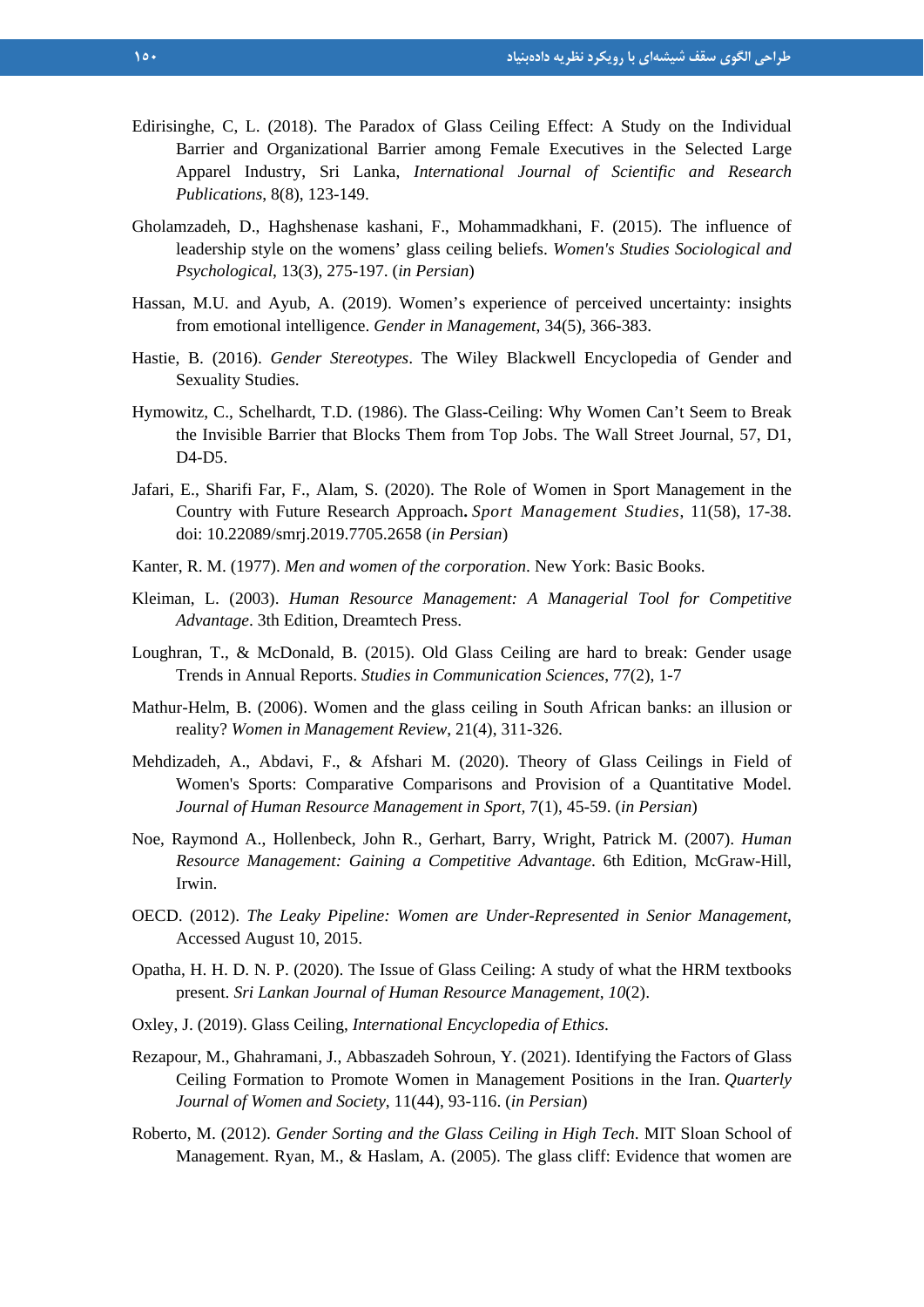Edirisinghe, C, L. (2018). The Paradox of Glass Ceiling Effect: A Study on the Individual Barrier and Organizational Barrier among Female Executives in the Selected Large Apparel Industry, Sri Lanka, *International Journal of Scientific and Research Publications*, 8(8), 123-149.

Gholamzadeh, D., Haghshenase kashani, F., Mohammadkhani, F. (2015). The influence of leadership style on the womens' glass ceiling beliefs. *Women's Studies Sociological and Psychological*, 13(3), 275-197. (*in Persian*)

Hassan, M.U. and Ayub, A. (2019). Women's experience of perceived uncertainty: insights from emotional intelligence. *Gender in Management*, 34(5), 366-383.

Hastie, B. (2016). *Gender Stereotypes*. The Wiley Blackwell Encyclopedia of Gender and Sexuality Studies.

Hymowitz, C., Schelhardt, T.D. (1986). The Glass-Ceiling: Why Women Can't Seem to Break the Invisible Barrier that Blocks Them from Top Jobs. The Wall Street Journal, 57, D1, D4-D5.

Jafari, E., Sharifi Far, F., Alam, S. (2020). The Role of Women in Sport Management in the Country with Future Research Approach**.** *Sport Management Studies*, 11(58), 17-38. doi: 10.22089/smrj.2019.7705.2658 (*in Persian*)

Kanter, R. M. (1977). *Men and women of the corporation*. New York: Basic Books.

Kleiman, L. (2003). *Human Resource Management: A Managerial Tool for Competitive Advantage*. 3th Edition, Dreamtech Press.

Loughran, T., & McDonald, B. (2015). Old Glass Ceiling are hard to break: Gender usage Trends in Annual Reports. *Studies in Communication Sciences*, 77(2), 1-7

Mathur-Helm, B. (2006). Women and the glass ceiling in South African banks: an illusion or reality? *Women in Management Review*, 21(4), 311-326.

Mehdizadeh, A., Abdavi, F., & Afshari M. (2020). Theory of Glass Ceilings in Field of Women's Sports: Comparative Comparisons and Provision of a Quantitative Model. *Journal of Human Resource Management in Sport*, 7(1), 45-59. (*in Persian*)

Noe, Raymond A., Hollenbeck, John R., Gerhart, Barry, Wright, Patrick M. (2007). *Human Resource Management: Gaining a Competitive Advantage*. 6th Edition, McGraw-Hill, Irwin.

OECD. (2012). *The Leaky Pipeline: Women are Under-Represented in Senior Management*, Accessed August 10, 2015.

Opatha, H. H. D. N. P. (2020). The Issue of Glass Ceiling: A study of what the HRM textbooks present. *Sri Lankan Journal of Human Resource Management*, *10*(2).

Oxley, J. (2019). Glass Ceiling, *International Encyclopedia of Ethics*.

Rezapour, M., Ghahramani, J., Abbaszadeh Sohroun, Y. (2021). Identifying the Factors of Glass Ceiling Formation to Promote Women in Management Positions in the Iran. *Quarterly Journal of Women and Society*, 11(44), 93-116. (*in Persian*)

Roberto, M. (2012). *Gender Sorting and the Glass Ceiling in High Tech*. MIT Sloan School of Management. Ryan, M., & Haslam, A. (2005). The glass cliff: Evidence that women are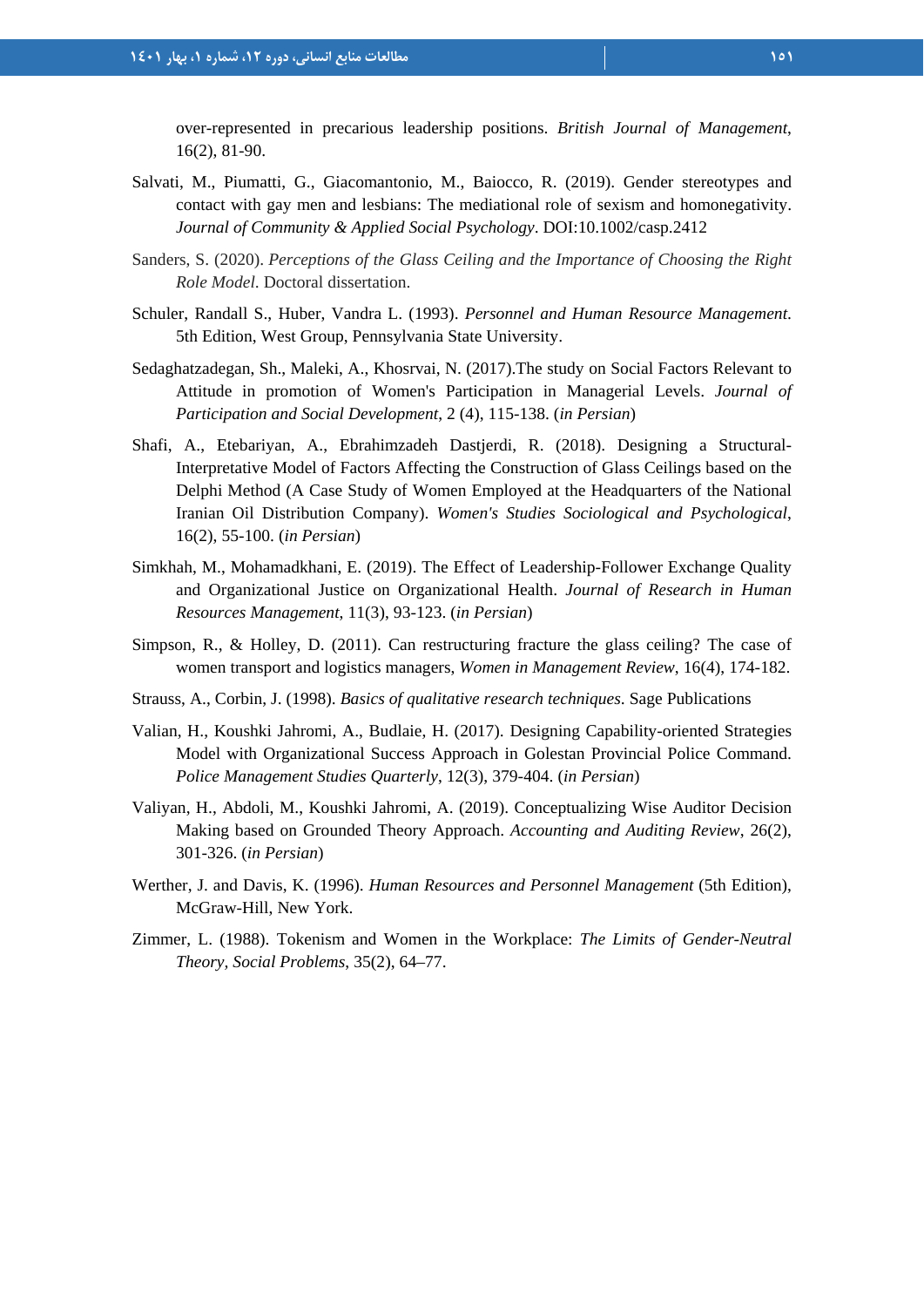over-represented in precarious leadership positions. *British Journal of Management*, 16(2), 81-90.

Salvati, M., Piumatti, G., Giacomantonio, M., Baiocco, R. (2019). Gender stereotypes and contact with gay men and lesbians: The mediational role of sexism and homonegativity. *Journal of Community & Applied Social Psychology*. DOI:10.1002/casp.2412

Sanders, S. (2020). *Perceptions of the Glass Ceiling and the Importance of Choosing the Right Role Model*. Doctoral dissertation.

Schuler, Randall S., Huber, Vandra L. (1993). *Personnel and Human Resource Management*. 5th Edition, West Group, Pennsylvania State University.

Sedaghatzadegan, Sh., Maleki, A., Khosrvai, N. (2017).The study on Social Factors Relevant to Attitude in promotion of Women's Participation in Managerial Levels. *Journal of Participation and Social Development*, 2 (4), 115-138. (*in Persian*)

Shafi, A., Etebariyan, A., Ebrahimzadeh Dastjerdi, R. (2018). Designing a Structural-Interpretative Model of Factors Affecting the Construction of Glass Ceilings based on the Delphi Method (A Case Study of Women Employed at the Headquarters of the National Iranian Oil Distribution Company). *Women's Studies Sociological and Psychological*, 16(2), 55-100. (*in Persian*)

Simkhah, M., Mohamadkhani, E. (2019). The Effect of Leadership-Follower Exchange Quality and Organizational Justice on Organizational Health. *Journal of Research in Human Resources Management*, 11(3), 93-123. (*in Persian*)

Simpson, R., & Holley, D. (2011). Can restructuring fracture the glass ceiling? The case of women transport and logistics managers, *Women in Management Review*, 16(4), 174-182.

Strauss, A., Corbin, J. (1998). *Basics of qualitative research techniques*. Sage Publications

Valian, H., Koushki Jahromi, A., Budlaie, H. (2017). Designing Capability-oriented Strategies Model with Organizational Success Approach in Golestan Provincial Police Command. *Police Management Studies Quarterly*, 12(3), 379-404. (*in Persian*)

Valiyan, H., Abdoli, M., Koushki Jahromi, A. (2019). Conceptualizing Wise Auditor Decision Making based on Grounded Theory Approach. *Accounting and Auditing Review*, 26(2), 301-326. (*in Persian*)

Werther, J. and Davis, K. (1996). *Human Resources and Personnel Management* (5th Edition), McGraw-Hill, New York.

Zimmer, L. (1988). Tokenism and Women in the Workplace: *The Limits of Gender-Neutral Theory, Social Problems*, 35(2), 64–77.